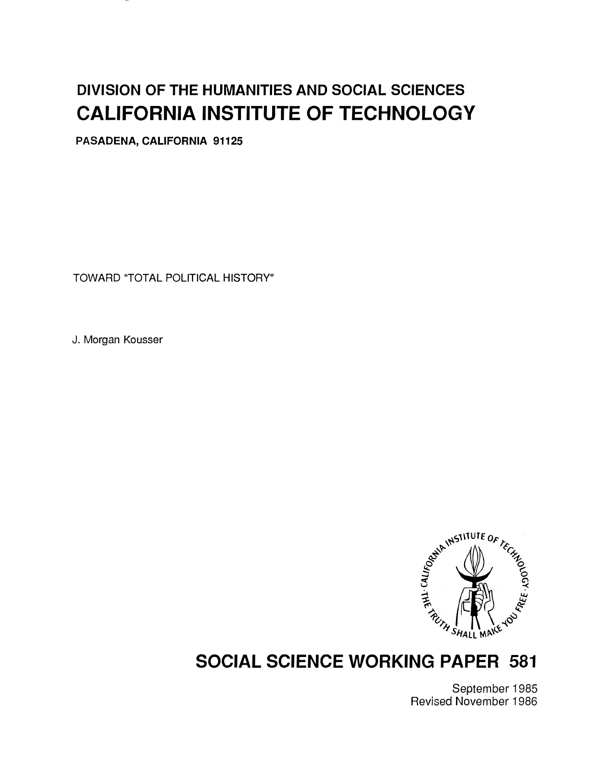# DIVISION OF THE HUMANITIES AND SOCIAL SCIENCES
# CALIFORNIA INSTITUTE OF TECHNOLOGY

**PASADENA, CALIFORNIA 91125**

TOWARD "TOTAL POLITICAL HISTORY"

J. Morgan Kousser

## SOCIAL SCIENCE WORKING PAPER 581

September 1985
Revised November 1986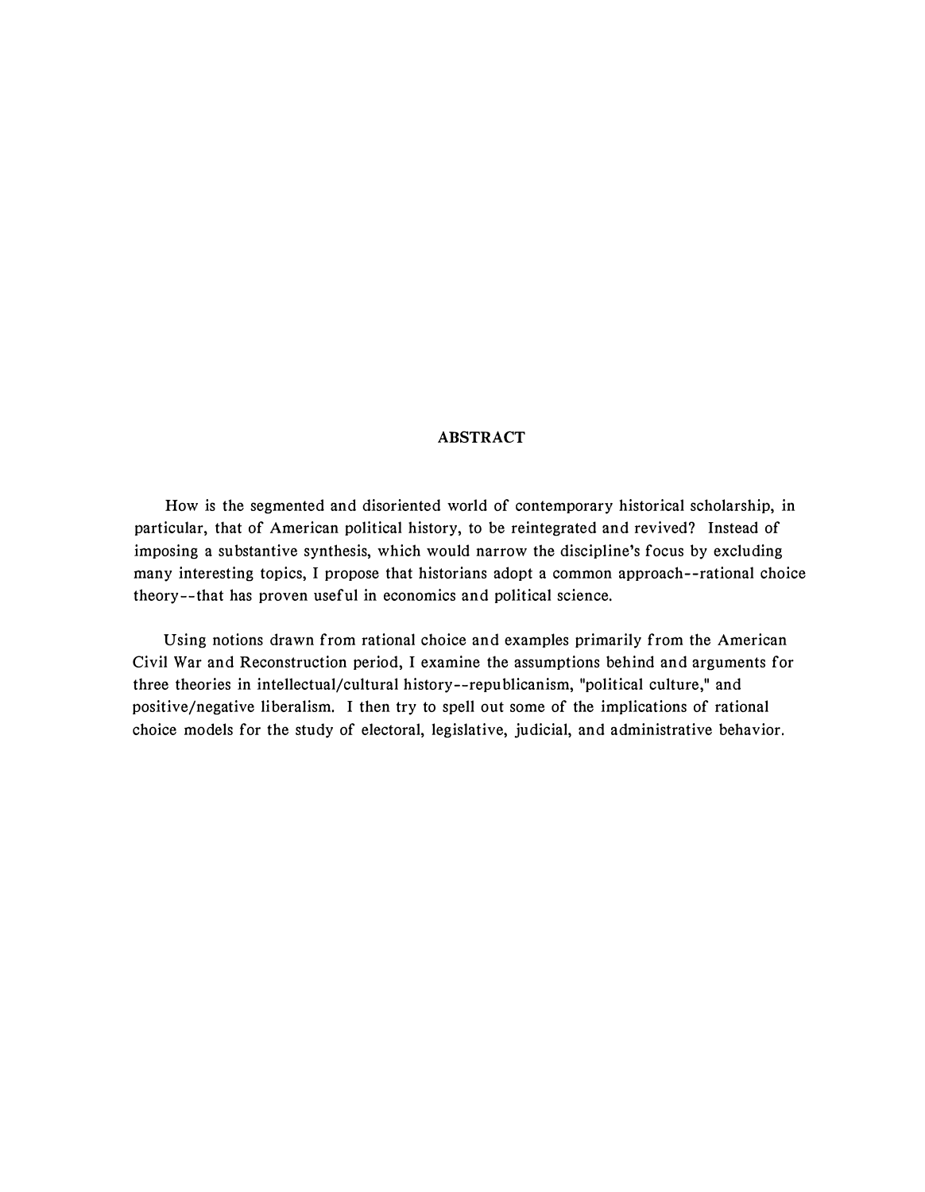## ABSTRACT

How is the segmented and disoriented world of contemporary historical scholarship, in particular, that of American political history, to be reintegrated and revived? Instead of imposing a substantive synthesis, which would narrow the discipline's focus by excluding many interesting topics, I propose that historians adopt a common approach--rational choice theory--that has proven useful in economics and political science.

Using notions drawn from rational choice and examples primarily from the American Civil War and Reconstruction period, I examine the assumptions behind and arguments for three theories in intellectual/cultural history--republicanism, "political culture," and positive/negative liberalism. I then try to spell out some of the implications of rational choice models for the study of electoral, legislative, judicial, and administrative behavior.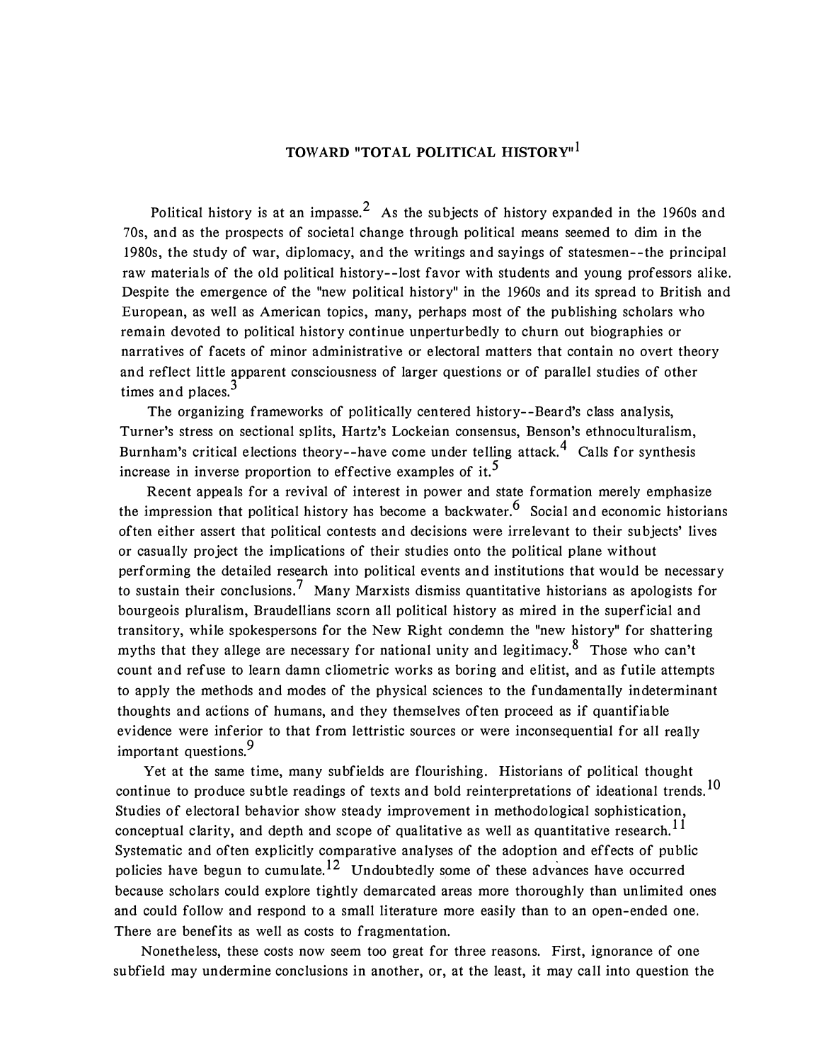# TOWARD "TOTAL POLITICAL HISTORY"[1]

Political history is at an impasse.[2] As the subjects of history expanded in the 1960s and 70s, and as the prospects of societal change through political means seemed to dim in the 1980s, the study of war, diplomacy, and the writings and sayings of statesmen--the principal raw materials of the old political history--lost favor with students and young professors alike. Despite the emergence of the "new political history" in the 1960s and its spread to British and European, as well as American topics, many, perhaps most of the publishing scholars who remain devoted to political history continue unperturbedly to churn out biographies or narratives of facets of minor administrative or electoral matters that contain no overt theory and reflect little apparent consciousness of larger questions or of parallel studies of other times and places.[3]

The organizing frameworks of politically centered history--Beard's class analysis, Turner's stress on sectional splits, Hartz's Lockeian consensus, Benson's ethnoculturalism, Burnham's critical elections theory--have come under telling attack.[4] Calls for synthesis increase in inverse proportion to effective examples of it.[5]

Recent appeals for a revival of interest in power and state formation merely emphasize the impression that political history has become a backwater.[6] Social and economic historians often either assert that political contests and decisions were irrelevant to their subjects' lives or casually project the implications of their studies onto the political plane without performing the detailed research into political events and institutions that would be necessary to sustain their conclusions.[7] Many Marxists dismiss quantitative historians as apologists for bourgeois pluralism, Braudellians scorn all political history as mired in the superficial and transitory, while spokespersons for the New Right condemn the "new history" for shattering myths that they allege are necessary for national unity and legitimacy.[8] Those who can't count and refuse to learn damn cliometric works as boring and elitist, and as futile attempts to apply the methods and modes of the physical sciences to the fundamentally indeterminant thoughts and actions of humans, and they themselves often proceed as if quantifiable evidence were inferior to that from lettristic sources or were inconsequential for all really important questions.[9]

Yet at the same time, many subfields are flourishing. Historians of political thought continue to produce subtle readings of texts and bold reinterpretations of ideational trends.[10] Studies of electoral behavior show steady improvement in methodological sophistication, conceptual clarity, and depth and scope of qualitative as well as quantitative research.[11] Systematic and often explicitly comparative analyses of the adoption and effects of public policies have begun to cumulate.[12] Undoubtedly some of these advances have occurred because scholars could explore tightly demarcated areas more thoroughly than unlimited ones and could follow and respond to a small literature more easily than to an open-ended one. There are benefits as well as costs to fragmentation.

Nonetheless, these costs now seem too great for three reasons. First, ignorance of one subfield may undermine conclusions in another, or, at the least, it may call into question the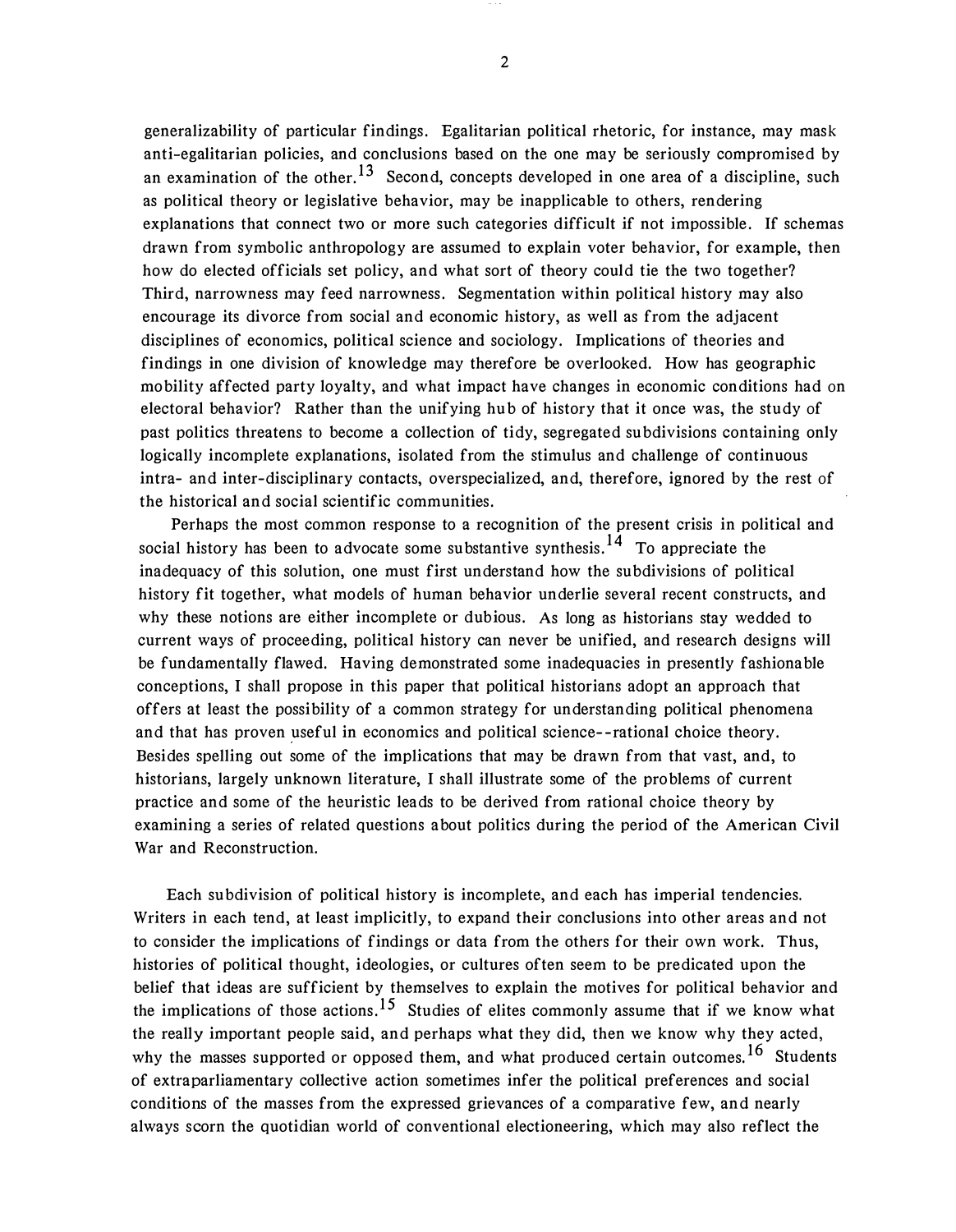generalizability of particular findings. Egalitarian political rhetoric, for instance, may mask anti-egalitarian policies, and conclusions based on the one may be seriously compromised by an examination of the other.[13] Second, concepts developed in one area of a discipline, such as political theory or legislative behavior, may be inapplicable to others, rendering explanations that connect two or more such categories difficult if not impossible. If schemas drawn from symbolic anthropology are assumed to explain voter behavior, for example, then how do elected officials set policy, and what sort of theory could tie the two together? Third, narrowness may feed narrowness. Segmentation within political history may also encourage its divorce from social and economic history, as well as from the adjacent disciplines of economics, political science and sociology. Implications of theories and findings in one division of knowledge may therefore be overlooked. How has geographic mobility affected party loyalty, and what impact have changes in economic conditions had on electoral behavior? Rather than the unifying hub of history that it once was, the study of past politics threatens to become a collection of tidy, segregated subdivisions containing only logically incomplete explanations, isolated from the stimulus and challenge of continuous intra- and inter-disciplinary contacts, overspecialized, and, therefore, ignored by the rest of the historical and social scientific communities.

Perhaps the most common response to a recognition of the present crisis in political and social history has been to advocate some substantive synthesis.[14] To appreciate the inadequacy of this solution, one must first understand how the subdivisions of political history fit together, what models of human behavior underlie several recent constructs, and why these notions are either incomplete or dubious. As long as historians stay wedded to current ways of proceeding, political history can never be unified, and research designs will be fundamentally flawed. Having demonstrated some inadequacies in presently fashionable conceptions, I shall propose in this paper that political historians adopt an approach that offers at least the possibility of a common strategy for understanding political phenomena and that has proven useful in economics and political science--rational choice theory. Besides spelling out some of the implications that may be drawn from that vast, and, to historians, largely unknown literature, I shall illustrate some of the problems of current practice and some of the heuristic leads to be derived from rational choice theory by examining a series of related questions about politics during the period of the American Civil War and Reconstruction.

Each subdivision of political history is incomplete, and each has imperial tendencies. Writers in each tend, at least implicitly, to expand their conclusions into other areas and not to consider the implications of findings or data from the others for their own work. Thus, histories of political thought, ideologies, or cultures often seem to be predicated upon the belief that ideas are sufficient by themselves to explain the motives for political behavior and the implications of those actions.[15] Studies of elites commonly assume that if we know what the really important people said, and perhaps what they did, then we know why they acted, why the masses supported or opposed them, and what produced certain outcomes.[16] Students of extraparliamentary collective action sometimes infer the political preferences and social conditions of the masses from the expressed grievances of a comparative few, and nearly always scorn the quotidian world of conventional electioneering, which may also reflect the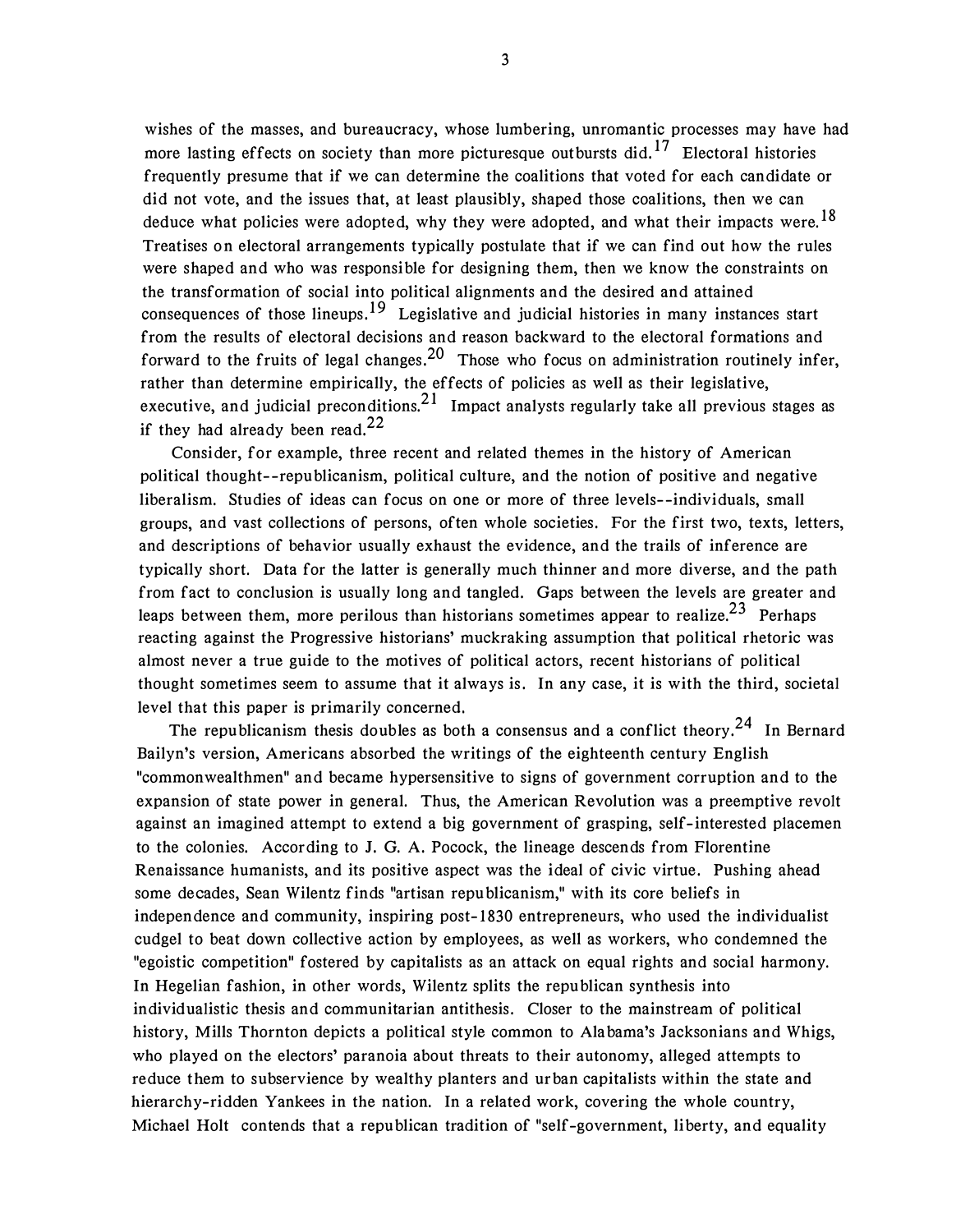wishes of the masses, and bureaucracy, whose lumbering, unromantic processes may have had more lasting effects on society than more picturesque outbursts did.[17] Electoral histories frequently presume that if we can determine the coalitions that voted for each candidate or did not vote, and the issues that, at least plausibly, shaped those coalitions, then we can deduce what policies were adopted, why they were adopted, and what their impacts were.[18] Treatises on electoral arrangements typically postulate that if we can find out how the rules were shaped and who was responsible for designing them, then we know the constraints on the transformation of social into political alignments and the desired and attained consequences of those lineups.[19] Legislative and judicial histories in many instances start from the results of electoral decisions and reason backward to the electoral formations and forward to the fruits of legal changes.[20] Those who focus on administration routinely infer, rather than determine empirically, the effects of policies as well as their legislative, executive, and judicial preconditions.[21] Impact analysts regularly take all previous stages as if they had already been read.[22]

Consider, for example, three recent and related themes in the history of American political thought--republicanism, political culture, and the notion of positive and negative liberalism. Studies of ideas can focus on one or more of three levels--individuals, small groups, and vast collections of persons, often whole societies. For the first two, texts, letters, and descriptions of behavior usually exhaust the evidence, and the trails of inference are typically short. Data for the latter is generally much thinner and more diverse, and the path from fact to conclusion is usually long and tangled. Gaps between the levels are greater and leaps between them, more perilous than historians sometimes appear to realize.[23] Perhaps reacting against the Progressive historians' muckraking assumption that political rhetoric was almost never a true guide to the motives of political actors, recent historians of political thought sometimes seem to assume that it always is. In any case, it is with the third, societal level that this paper is primarily concerned.

The republicanism thesis doubles as both a consensus and a conflict theory.[24] In Bernard Bailyn's version, Americans absorbed the writings of the eighteenth century English "commonwealthmen" and became hypersensitive to signs of government corruption and to the expansion of state power in general. Thus, the American Revolution was a preemptive revolt against an imagined attempt to extend a big government of grasping, self-interested placemen to the colonies. According to J. G. A. Pocock, the lineage descends from Florentine Renaissance humanists, and its positive aspect was the ideal of civic virtue. Pushing ahead some decades, Sean Wilentz finds "artisan republicanism," with its core beliefs in independence and community, inspiring post-1830 entrepreneurs, who used the individualist cudgel to beat down collective action by employees, as well as workers, who condemned the "egoistic competition" fostered by capitalists as an attack on equal rights and social harmony. In Hegelian fashion, in other words, Wilentz splits the republican synthesis into individualistic thesis and communitarian antithesis. Closer to the mainstream of political history, Mills Thornton depicts a political style common to Alabama's Jacksonians and Whigs, who played on the electors' paranoia about threats to their autonomy, alleged attempts to reduce them to subservience by wealthy planters and urban capitalists within the state and hierarchy-ridden Yankees in the nation. In a related work, covering the whole country, Michael Holt contends that a republican tradition of "self-government, liberty, and equality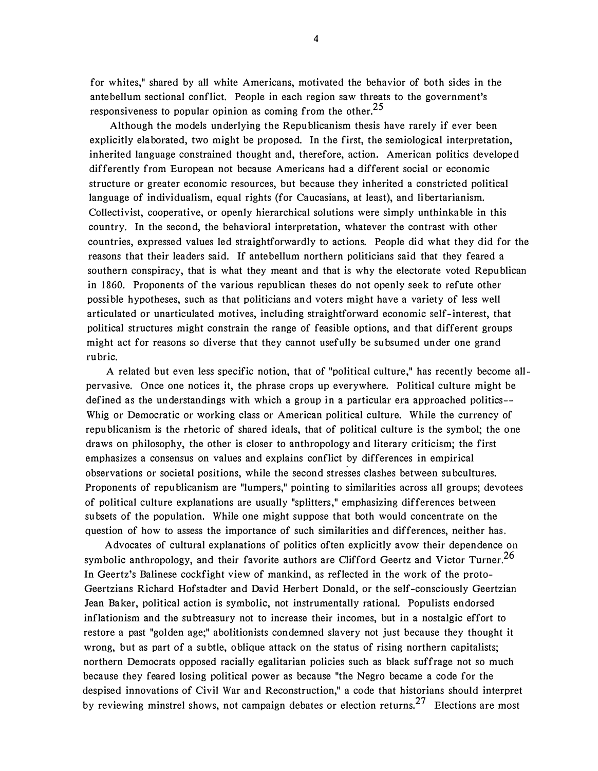for whites," shared by all white Americans, motivated the behavior of both sides in the antebellum sectional conflict. People in each region saw threats to the government's responsiveness to popular opinion as coming from the other.[25]

Although the models underlying the Republicanism thesis have rarely if ever been explicitly elaborated, two might be proposed. In the first, the semiological interpretation, inherited language constrained thought and, therefore, action. American politics developed differently from European not because Americans had a different social or economic structure or greater economic resources, but because they inherited a constricted political language of individualism, equal rights (for Caucasians, at least), and libertarianism. Collectivist, cooperative, or openly hierarchical solutions were simply unthinkable in this country. In the second, the behavioral interpretation, whatever the contrast with other countries, expressed values led straightforwardly to actions. People did what they did for the reasons that their leaders said. If antebellum northern politicians said that they feared a southern conspiracy, that is what they meant and that is why the electorate voted Republican in 1860. Proponents of the various republican theses do not openly seek to refute other possible hypotheses, such as that politicians and voters might have a variety of less well articulated or unarticulated motives, including straightforward economic self-interest, that political structures might constrain the range of feasible options, and that different groups might act for reasons so diverse that they cannot usefully be subsumed under one grand rubric.

A related but even less specific notion, that of "political culture," has recently become all-pervasive. Once one notices it, the phrase crops up everywhere. Political culture might be defined as the understandings with which a group in a particular era approached politics-- Whig or Democratic or working class or American political culture. While the currency of republicanism is the rhetoric of shared ideals, that of political culture is the symbol; the one draws on philosophy, the other is closer to anthropology and literary criticism; the first emphasizes a consensus on values and explains conflict by differences in empirical observations or societal positions, while the second stresses clashes between subcultures. Proponents of republicanism are "lumpers," pointing to similarities across all groups; devotees of political culture explanations are usually "splitters," emphasizing differences between subsets of the population. While one might suppose that both would concentrate on the question of how to assess the importance of such similarities and differences, neither has.

Advocates of cultural explanations of politics often explicitly avow their dependence on symbolic anthropology, and their favorite authors are Clifford Geertz and Victor Turner.[26] In Geertz's Balinese cockfight view of mankind, as reflected in the work of the proto-Geertzians Richard Hofstadter and David Herbert Donald, or the self-consciously Geertzian Jean Baker, political action is symbolic, not instrumentally rational. Populists endorsed inflationism and the subtreasury not to increase their incomes, but in a nostalgic effort to restore a past "golden age;" abolitionists condemned slavery not just because they thought it wrong, but as part of a subtle, oblique attack on the status of rising northern capitalists; northern Democrats opposed racially egalitarian policies such as black suffrage not so much because they feared losing political power as because "the Negro became a code for the despised innovations of Civil War and Reconstruction," a code that historians should interpret by reviewing minstrel shows, not campaign debates or election returns.[27] Elections are most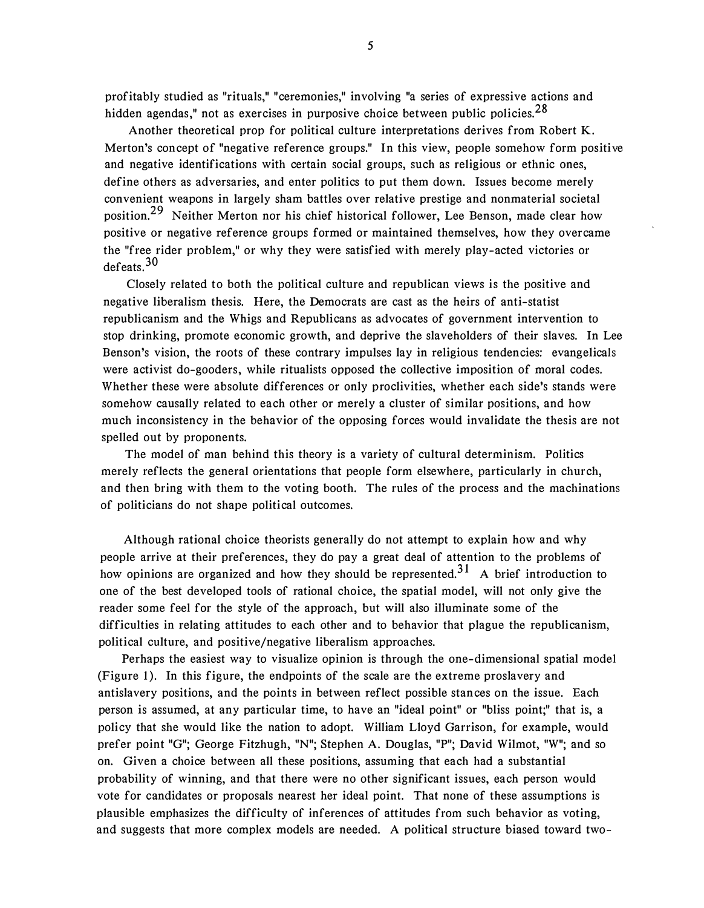profitably studied as "rituals," "ceremonies," involving "a series of expressive actions and hidden agendas," not as exercises in purposive choice between public policies.[28]

Another theoretical prop for political culture interpretations derives from Robert K. Merton's concept of "negative reference groups." In this view, people somehow form positive and negative identifications with certain social groups, such as religious or ethnic ones, define others as adversaries, and enter politics to put them down. Issues become merely convenient weapons in largely sham battles over relative prestige and nonmaterial societal position.[29] Neither Merton nor his chief historical follower, Lee Benson, made clear how positive or negative reference groups formed or maintained themselves, how they overcame the "free rider problem," or why they were satisfied with merely play-acted victories or defeats.[30]

Closely related to both the political culture and republican views is the positive and negative liberalism thesis. Here, the Democrats are cast as the heirs of anti-statist republicanism and the Whigs and Republicans as advocates of government intervention to stop drinking, promote economic growth, and deprive the slaveholders of their slaves. In Lee Benson's vision, the roots of these contrary impulses lay in religious tendencies: evangelicals were activist do-gooders, while ritualists opposed the collective imposition of moral codes. Whether these were absolute differences or only proclivities, whether each side's stands were somehow causally related to each other or merely a cluster of similar positions, and how much inconsistency in the behavior of the opposing forces would invalidate the thesis are not spelled out by proponents.

The model of man behind this theory is a variety of cultural determinism. Politics merely reflects the general orientations that people form elsewhere, particularly in church, and then bring with them to the voting booth. The rules of the process and the machinations of politicians do not shape political outcomes.

Although rational choice theorists generally do not attempt to explain how and why people arrive at their preferences, they do pay a great deal of attention to the problems of how opinions are organized and how they should be represented.[31] A brief introduction to one of the best developed tools of rational choice, the spatial model, will not only give the reader some feel for the style of the approach, but will also illuminate some of the difficulties in relating attitudes to each other and to behavior that plague the republicanism, political culture, and positive/negative liberalism approaches.

Perhaps the easiest way to visualize opinion is through the one-dimensional spatial model (Figure 1). In this figure, the endpoints of the scale are the extreme proslavery and antislavery positions, and the points in between reflect possible stances on the issue. Each person is assumed, at any particular time, to have an "ideal point" or "bliss point;" that is, a policy that she would like the nation to adopt. William Lloyd Garrison, for example, would prefer point "G"; George Fitzhugh, "N"; Stephen A. Douglas, "P"; David Wilmot, "W"; and so on. Given a choice between all these positions, assuming that each had a substantial probability of winning, and that there were no other significant issues, each person would vote for candidates or proposals nearest her ideal point. That none of these assumptions is plausible emphasizes the difficulty of inferences of attitudes from such behavior as voting, and suggests that more complex models are needed. A political structure biased toward two-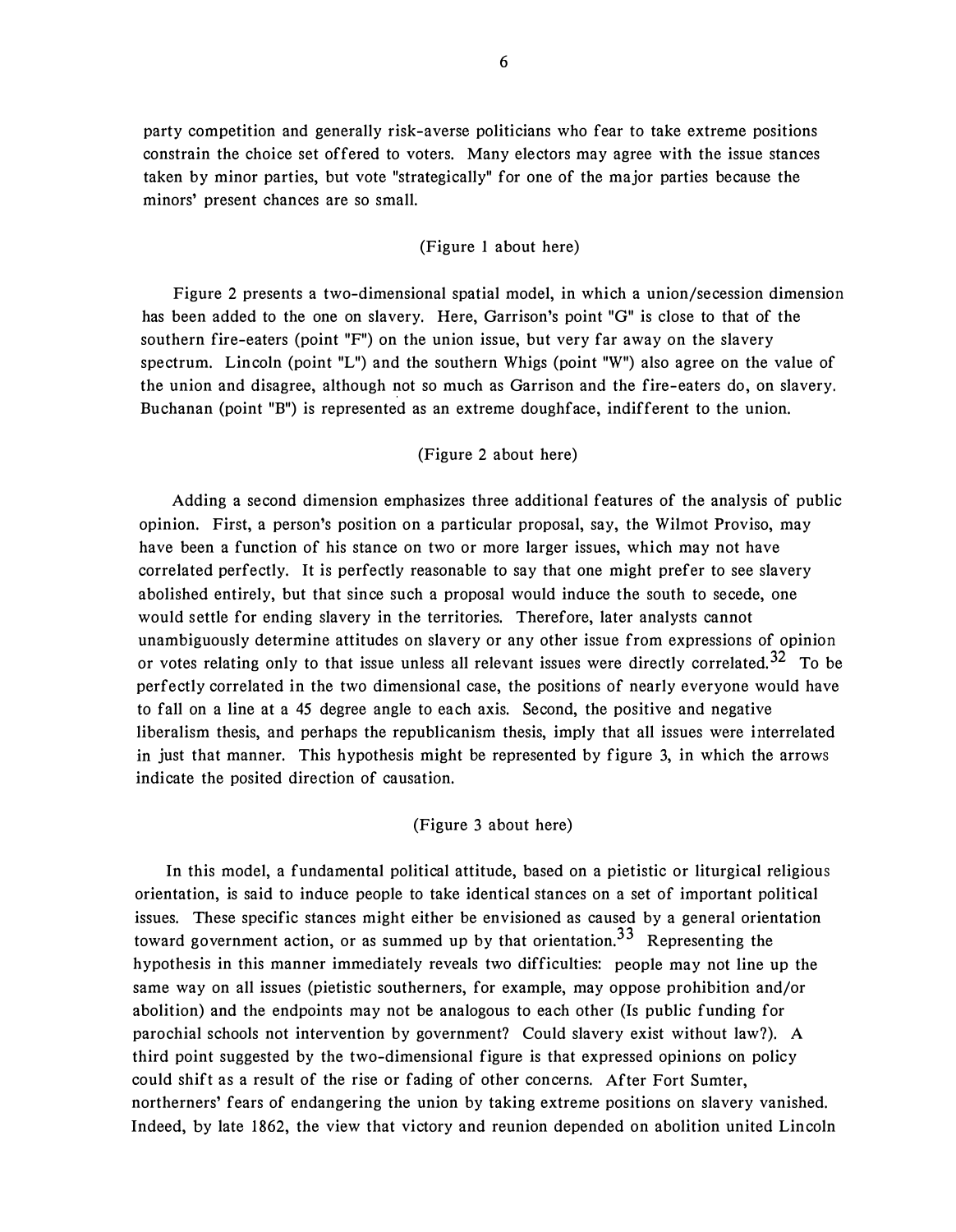party competition and generally risk-averse politicians who fear to take extreme positions constrain the choice set offered to voters. Many electors may agree with the issue stances taken by minor parties, but vote "strategically" for one of the major parties because the minors' present chances are so small.

(Figure 1 about here)

Figure 2 presents a two-dimensional spatial model, in which a union/secession dimension has been added to the one on slavery. Here, Garrison's point "G" is close to that of the southern fire-eaters (point "F") on the union issue, but very far away on the slavery spectrum. Lincoln (point "L") and the southern Whigs (point "W") also agree on the value of the union and disagree, although not so much as Garrison and the fire-eaters do, on slavery. Buchanan (point "B") is represented as an extreme doughface, indifferent to the union.

(Figure 2 about here)

Adding a second dimension emphasizes three additional features of the analysis of public opinion. First, a person's position on a particular proposal, say, the Wilmot Proviso, may have been a function of his stance on two or more larger issues, which may not have correlated perfectly. It is perfectly reasonable to say that one might prefer to see slavery abolished entirely, but that since such a proposal would induce the south to secede, one would settle for ending slavery in the territories. Therefore, later analysts cannot unambiguously determine attitudes on slavery or any other issue from expressions of opinion or votes relating only to that issue unless all relevant issues were directly correlated.[32] To be perfectly correlated in the two dimensional case, the positions of nearly everyone would have to fall on a line at a 45 degree angle to each axis. Second, the positive and negative liberalism thesis, and perhaps the republicanism thesis, imply that all issues were interrelated in just that manner. This hypothesis might be represented by figure 3, in which the arrows indicate the posited direction of causation.

(Figure 3 about here)

In this model, a fundamental political attitude, based on a pietistic or liturgical religious orientation, is said to induce people to take identical stances on a set of important political issues. These specific stances might either be envisioned as caused by a general orientation toward government action, or as summed up by that orientation.[33] Representing the hypothesis in this manner immediately reveals two difficulties: people may not line up the same way on all issues (pietistic southerners, for example, may oppose prohibition and/or abolition) and the endpoints may not be analogous to each other (Is public funding for parochial schools not intervention by government? Could slavery exist without law?). A third point suggested by the two-dimensional figure is that expressed opinions on policy could shift as a result of the rise or fading of other concerns. After Fort Sumter, northerners' fears of endangering the union by taking extreme positions on slavery vanished. Indeed, by late 1862, the view that victory and reunion depended on abolition united Lincoln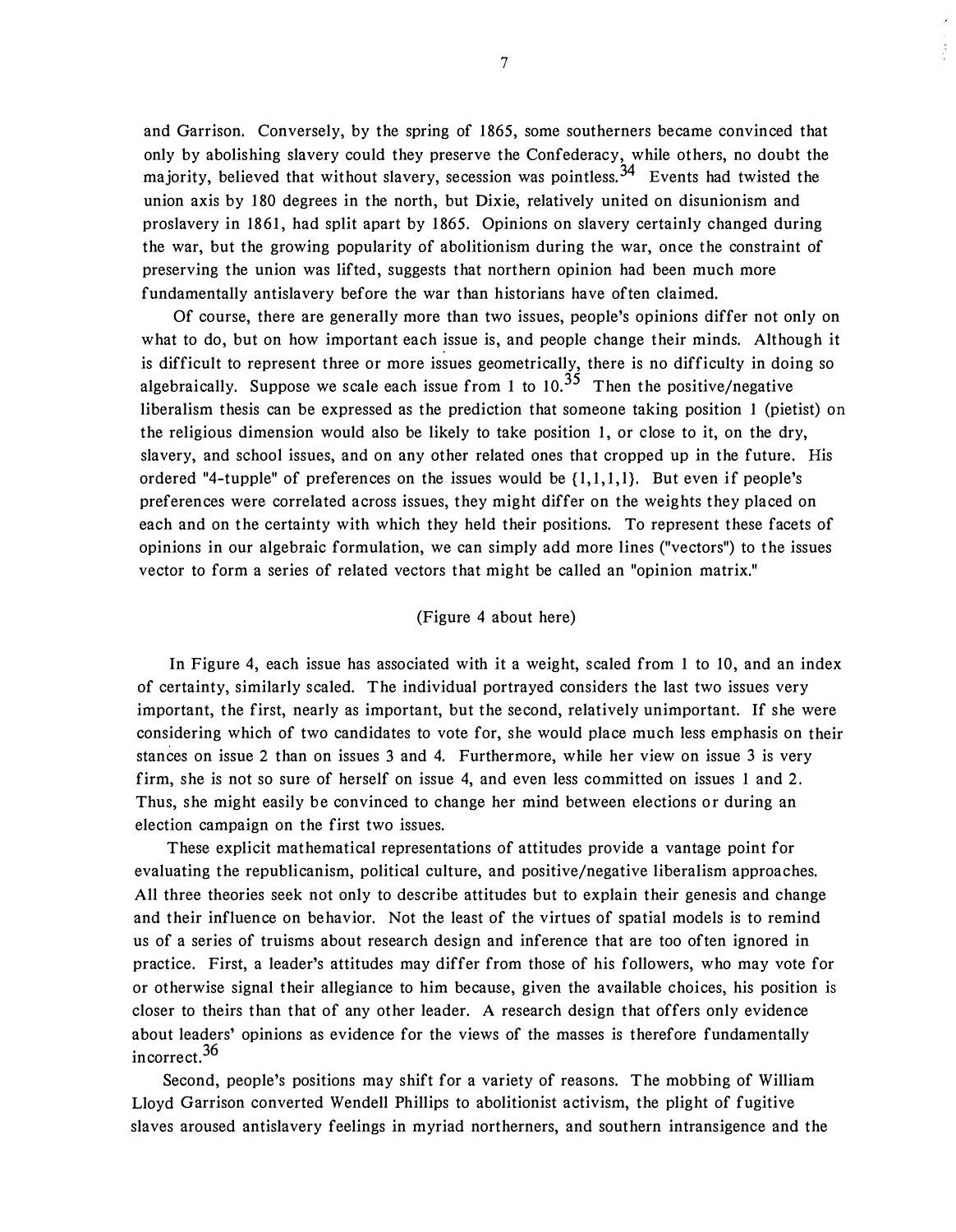and Garrison. Conversely, by the spring of 1865, some southerners became convinced that only by abolishing slavery could they preserve the Confederacy, while others, no doubt the majority, believed that without slavery, secession was pointless.[34] Events had twisted the union axis by 180 degrees in the north, but Dixie, relatively united on disunionism and proslavery in 1861, had split apart by 1865. Opinions on slavery certainly changed during the war, but the growing popularity of abolitionism during the war, once the constraint of preserving the union was lifted, suggests that northern opinion had been much more fundamentally antislavery before the war than historians have often claimed.

Of course, there are generally more than two issues, people's opinions differ not only on what to do, but on how important each issue is, and people change their minds. Although it is difficult to represent three or more issues geometrically, there is no difficulty in doing so algebraically. Suppose we scale each issue from 1 to 10.[35] Then the positive/negative liberalism thesis can be expressed as the prediction that someone taking position 1 (pietist) on the religious dimension would also be likely to take position 1, or close to it, on the dry, slavery, and school issues, and on any other related ones that cropped up in the future. His ordered "4-tupple" of preferences on the issues would be {1,1,1,1}. But even if people's preferences were correlated across issues, they might differ on the weights they placed on each and on the certainty with which they held their positions. To represent these facets of opinions in our algebraic formulation, we can simply add more lines ("vectors") to the issues vector to form a series of related vectors that might be called an "opinion matrix."

(Figure 4 about here)

In Figure 4, each issue has associated with it a weight, scaled from 1 to 10, and an index of certainty, similarly scaled. The individual portrayed considers the last two issues very important, the first, nearly as important, but the second, relatively unimportant. If she were considering which of two candidates to vote for, she would place much less emphasis on their stances on issue 2 than on issues 3 and 4. Furthermore, while her view on issue 3 is very firm, she is not so sure of herself on issue 4, and even less committed on issues 1 and 2. Thus, she might easily be convinced to change her mind between elections or during an election campaign on the first two issues.

These explicit mathematical representations of attitudes provide a vantage point for evaluating the republicanism, political culture, and positive/negative liberalism approaches. All three theories seek not only to describe attitudes but to explain their genesis and change and their influence on behavior. Not the least of the virtues of spatial models is to remind us of a series of truisms about research design and inference that are too often ignored in practice. First, a leader's attitudes may differ from those of his followers, who may vote for or otherwise signal their allegiance to him because, given the available choices, his position is closer to theirs than that of any other leader. A research design that offers only evidence about leaders' opinions as evidence for the views of the masses is therefore fundamentally incorrect.[36]

Second, people's positions may shift for a variety of reasons. The mobbing of William Lloyd Garrison converted Wendell Phillips to abolitionist activism, the plight of fugitive slaves aroused antislavery feelings in myriad northerners, and southern intransigence and the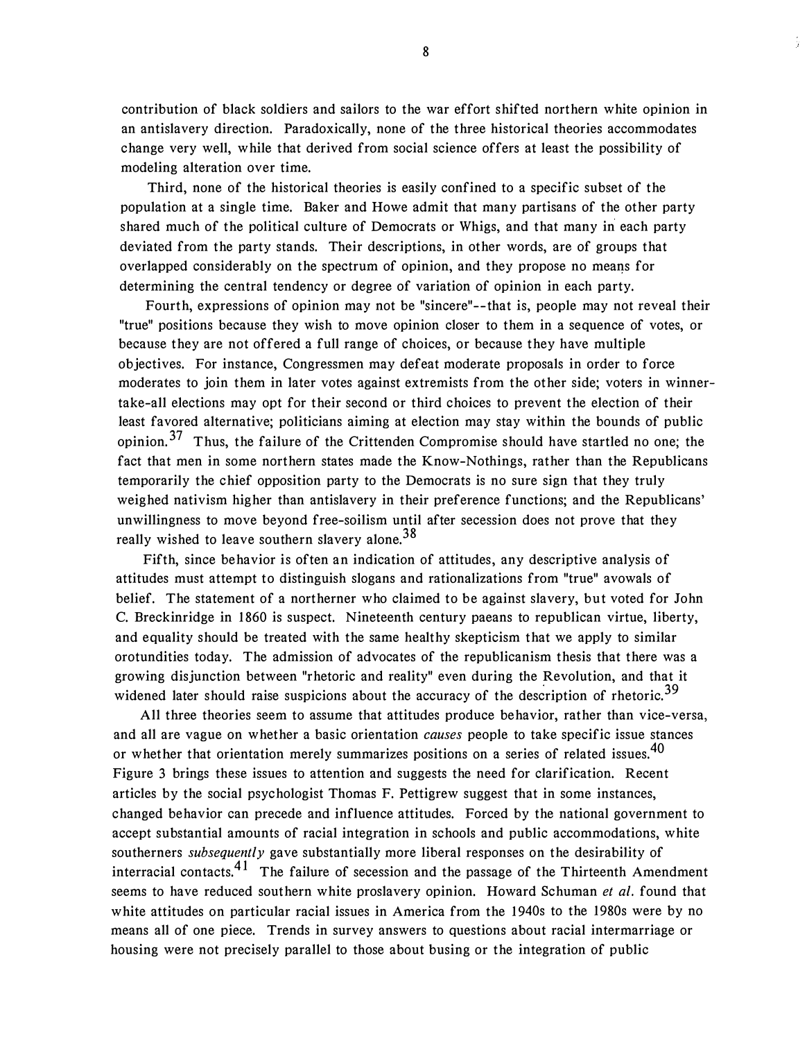contribution of black soldiers and sailors to the war effort shifted northern white opinion in an antislavery direction. Paradoxically, none of the three historical theories accommodates change very well, while that derived from social science offers at least the possibility of modeling alteration over time.

Third, none of the historical theories is easily confined to a specific subset of the population at a single time. Baker and Howe admit that many partisans of the other party shared much of the political culture of Democrats or Whigs, and that many in each party deviated from the party stands. Their descriptions, in other words, are of groups that overlapped considerably on the spectrum of opinion, and they propose no means for determining the central tendency or degree of variation of opinion in each party.

Fourth, expressions of opinion may not be "sincere"--that is, people may not reveal their "true" positions because they wish to move opinion closer to them in a sequence of votes, or because they are not offered a full range of choices, or because they have multiple objectives. For instance, Congressmen may defeat moderate proposals in order to force moderates to join them in later votes against extremists from the other side; voters in winner-take-all elections may opt for their second or third choices to prevent the election of their least favored alternative; politicians aiming at election may stay within the bounds of public opinion.[37] Thus, the failure of the Crittenden Compromise should have startled no one; the fact that men in some northern states made the Know-Nothings, rather than the Republicans temporarily the chief opposition party to the Democrats is no sure sign that they truly weighed nativism higher than antislavery in their preference functions; and the Republicans' unwillingness to move beyond free-soilism until after secession does not prove that they really wished to leave southern slavery alone.[38]

Fifth, since behavior is often an indication of attitudes, any descriptive analysis of attitudes must attempt to distinguish slogans and rationalizations from "true" avowals of belief. The statement of a northerner who claimed to be against slavery, but voted for John C. Breckinridge in 1860 is suspect. Nineteenth century paeans to republican virtue, liberty, and equality should be treated with the same healthy skepticism that we apply to similar orotundities today. The admission of advocates of the republicanism thesis that there was a growing disjunction between "rhetoric and reality" even during the Revolution, and that it widened later should raise suspicions about the accuracy of the description of rhetoric.[39]

All three theories seem to assume that attitudes produce behavior, rather than vice-versa, and all are vague on whether a basic orientation *causes* people to take specific issue stances or whether that orientation merely summarizes positions on a series of related issues.[40] Figure 3 brings these issues to attention and suggests the need for clarification. Recent articles by the social psychologist Thomas F. Pettigrew suggest that in some instances, changed behavior can precede and influence attitudes. Forced by the national government to accept substantial amounts of racial integration in schools and public accommodations, white southerners *subsequently* gave substantially more liberal responses on the desirability of interracial contacts.[41] The failure of secession and the passage of the Thirteenth Amendment seems to have reduced southern white proslavery opinion. Howard Schuman *et al.* found that white attitudes on particular racial issues in America from the 1940s to the 1980s were by no means all of one piece. Trends in survey answers to questions about racial intermarriage or housing were not precisely parallel to those about busing or the integration of public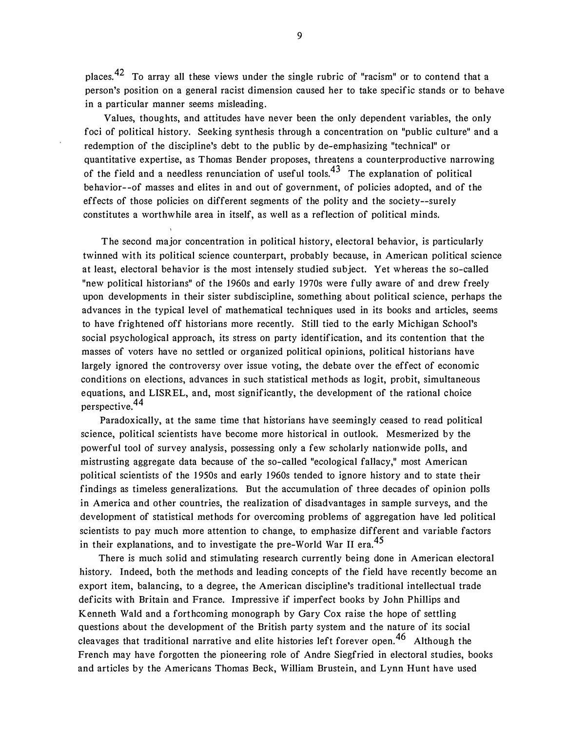places.[42] To array all these views under the single rubric of "racism" or to contend that a person's position on a general racist dimension caused her to take specific stands or to behave in a particular manner seems misleading.

Values, thoughts, and attitudes have never been the only dependent variables, the only foci of political history. Seeking synthesis through a concentration on "public culture" and a redemption of the discipline's debt to the public by de-emphasizing "technical" or quantitative expertise, as Thomas Bender proposes, threatens a counterproductive narrowing of the field and a needless renunciation of useful tools.[43] The explanation of political behavior--of masses and elites in and out of government, of policies adopted, and of the effects of those policies on different segments of the polity and the society--surely constitutes a worthwhile area in itself, as well as a reflection of political minds.

The second major concentration in political history, electoral behavior, is particularly twinned with its political science counterpart, probably because, in American political science at least, electoral behavior is the most intensely studied subject. Yet whereas the so-called "new political historians" of the 1960s and early 1970s were fully aware of and drew freely upon developments in their sister subdiscipline, something about political science, perhaps the advances in the typical level of mathematical techniques used in its books and articles, seems to have frightened off historians more recently. Still tied to the early Michigan School's social psychological approach, its stress on party identification, and its contention that the masses of voters have no settled or organized political opinions, political historians have largely ignored the controversy over issue voting, the debate over the effect of economic conditions on elections, advances in such statistical methods as logit, probit, simultaneous equations, and LISREL, and, most significantly, the development of the rational choice perspective.[44]

Paradoxically, at the same time that historians have seemingly ceased to read political science, political scientists have become more historical in outlook. Mesmerized by the powerful tool of survey analysis, possessing only a few scholarly nationwide polls, and mistrusting aggregate data because of the so-called "ecological fallacy," most American political scientists of the 1950s and early 1960s tended to ignore history and to state their findings as timeless generalizations. But the accumulation of three decades of opinion polls in America and other countries, the realization of disadvantages in sample surveys, and the development of statistical methods for overcoming problems of aggregation have led political scientists to pay much more attention to change, to emphasize different and variable factors in their explanations, and to investigate the pre-World War II era.[45]

There is much solid and stimulating research currently being done in American electoral history. Indeed, both the methods and leading concepts of the field have recently become an export item, balancing, to a degree, the American discipline's traditional intellectual trade deficits with Britain and France. Impressive if imperfect books by John Phillips and Kenneth Wald and a forthcoming monograph by Gary Cox raise the hope of settling questions about the development of the British party system and the nature of its social cleavages that traditional narrative and elite histories left forever open.[46] Although the French may have forgotten the pioneering role of Andre Siegfried in electoral studies, books and articles by the Americans Thomas Beck, William Brustein, and Lynn Hunt have used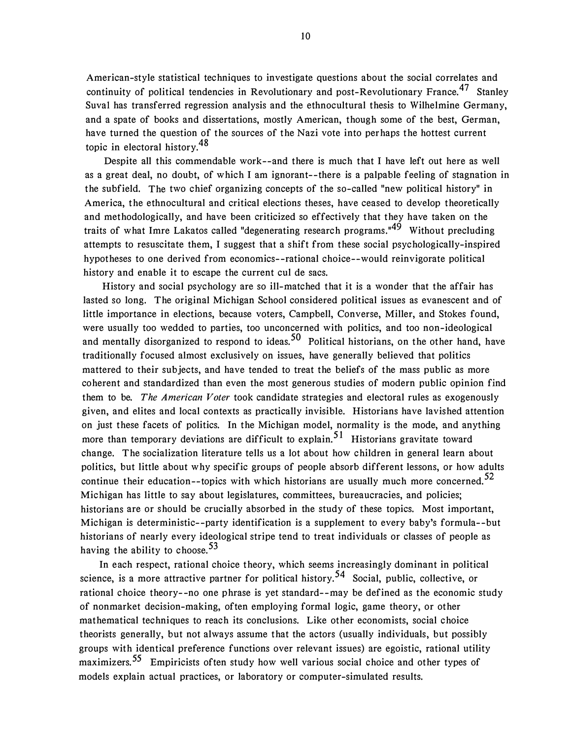American-style statistical techniques to investigate questions about the social correlates and continuity of political tendencies in Revolutionary and post-Revolutionary France.[47] Stanley Suval has transferred regression analysis and the ethnocultural thesis to Wilhelmine Germany, and a spate of books and dissertations, mostly American, though some of the best, German, have turned the question of the sources of the Nazi vote into perhaps the hottest current topic in electoral history.[48]

Despite all this commendable work--and there is much that I have left out here as well as a great deal, no doubt, of which I am ignorant--there is a palpable feeling of stagnation in the subfield. The two chief organizing concepts of the so-called "new political history" in America, the ethnocultural and critical elections theses, have ceased to develop theoretically and methodologically, and have been criticized so effectively that they have taken on the traits of what Imre Lakatos called "degenerating research programs."[49] Without precluding attempts to resuscitate them, I suggest that a shift from these social psychologically-inspired hypotheses to one derived from economics--rational choice--would reinvigorate political history and enable it to escape the current cul de sacs.

History and social psychology are so ill-matched that it is a wonder that the affair has lasted so long. The original Michigan School considered political issues as evanescent and of little importance in elections, because voters, Campbell, Converse, Miller, and Stokes found, were usually too wedded to parties, too unconcerned with politics, and too non-ideological and mentally disorganized to respond to ideas.[50] Political historians, on the other hand, have traditionally focused almost exclusively on issues, have generally believed that politics mattered to their subjects, and have tended to treat the beliefs of the mass public as more coherent and standardized than even the most generous studies of modern public opinion find them to be. *The American Voter* took candidate strategies and electoral rules as exogenously given, and elites and local contexts as practically invisible. Historians have lavished attention on just these facets of politics. In the Michigan model, normality is the mode, and anything more than temporary deviations are difficult to explain.[51] Historians gravitate toward change. The socialization literature tells us a lot about how children in general learn about politics, but little about why specific groups of people absorb different lessons, or how adults continue their education--topics with which historians are usually much more concerned.[52] Michigan has little to say about legislatures, committees, bureaucracies, and policies; historians are or should be crucially absorbed in the study of these topics. Most important, Michigan is deterministic--party identification is a supplement to every baby's formula--but historians of nearly every ideological stripe tend to treat individuals or classes of people as having the ability to choose.[53]

In each respect, rational choice theory, which seems increasingly dominant in political science, is a more attractive partner for political history.[54] Social, public, collective, or rational choice theory--no one phrase is yet standard--may be defined as the economic study of nonmarket decision-making, often employing formal logic, game theory, or other mathematical techniques to reach its conclusions. Like other economists, social choice theorists generally, but not always assume that the actors (usually individuals, but possibly groups with identical preference functions over relevant issues) are egoistic, rational utility maximizers.[55] Empiricists often study how well various social choice and other types of models explain actual practices, or laboratory or computer-simulated results.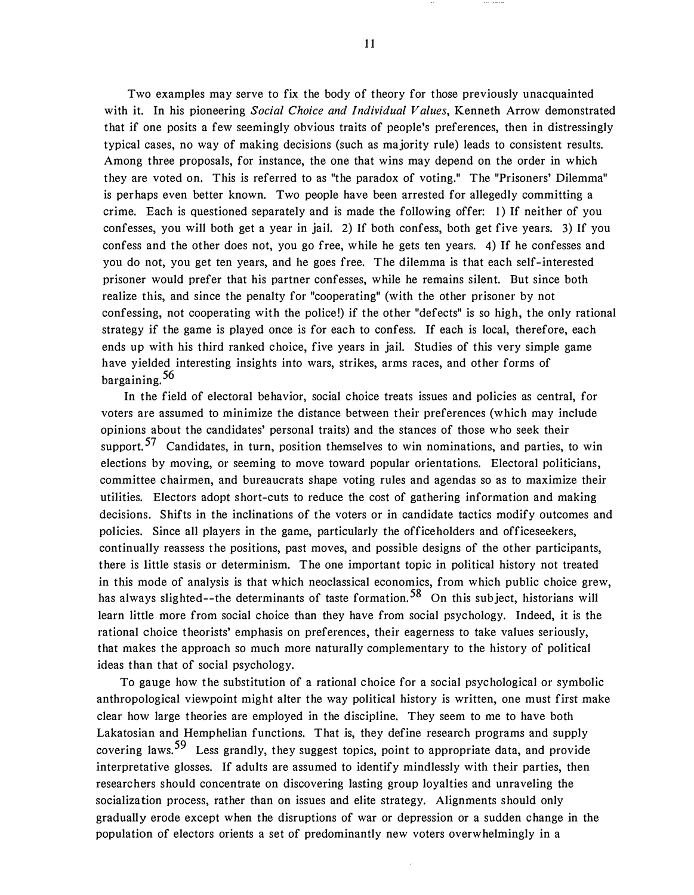Two examples may serve to fix the body of theory for those previously unacquainted with it. In his pioneering *Social Choice and Individual Values*, Kenneth Arrow demonstrated that if one posits a few seemingly obvious traits of people's preferences, then in distressingly typical cases, no way of making decisions (such as majority rule) leads to consistent results. Among three proposals, for instance, the one that wins may depend on the order in which they are voted on. This is referred to as "the paradox of voting." The "Prisoners' Dilemma" is perhaps even better known. Two people have been arrested for allegedly committing a crime. Each is questioned separately and is made the following offer: 1) If neither of you confesses, you will both get a year in jail. 2) If both confess, both get five years. 3) If you confess and the other does not, you go free, while he gets ten years. 4) If he confesses and you do not, you get ten years, and he goes free. The dilemma is that each self-interested prisoner would prefer that his partner confesses, while he remains silent. But since both realize this, and since the penalty for "cooperating" (with the other prisoner by not confessing, not cooperating with the police!) if the other "defects" is so high, the only rational strategy if the game is played once is for each to confess. If each is local, therefore, each ends up with his third ranked choice, five years in jail. Studies of this very simple game have yielded interesting insights into wars, strikes, arms races, and other forms of bargaining.[56]

In the field of electoral behavior, social choice treats issues and policies as central, for voters are assumed to minimize the distance between their preferences (which may include opinions about the candidates' personal traits) and the stances of those who seek their support.[57] Candidates, in turn, position themselves to win nominations, and parties, to win elections by moving, or seeming to move toward popular orientations. Electoral politicians, committee chairmen, and bureaucrats shape voting rules and agendas so as to maximize their utilities. Electors adopt short-cuts to reduce the cost of gathering information and making decisions. Shifts in the inclinations of the voters or in candidate tactics modify outcomes and policies. Since all players in the game, particularly the officeholders and officeseekers, continually reassess the positions, past moves, and possible designs of the other participants, there is little stasis or determinism. The one important topic in political history not treated in this mode of analysis is that which neoclassical economics, from which public choice grew, has always slighted--the determinants of taste formation.[58] On this subject, historians will learn little more from social choice than they have from social psychology. Indeed, it is the rational choice theorists' emphasis on preferences, their eagerness to take values seriously, that makes the approach so much more naturally complementary to the history of political ideas than that of social psychology.

To gauge how the substitution of a rational choice for a social psychological or symbolic anthropological viewpoint might alter the way political history is written, one must first make clear how large theories are employed in the discipline. They seem to me to have both Lakatosian and Hemphelian functions. That is, they define research programs and supply covering laws.[59] Less grandly, they suggest topics, point to appropriate data, and provide interpretative glosses. If adults are assumed to identify mindlessly with their parties, then researchers should concentrate on discovering lasting group loyalties and unraveling the socialization process, rather than on issues and elite strategy. Alignments should only gradually erode except when the disruptions of war or depression or a sudden change in the population of electors orients a set of predominantly new voters overwhelmingly in a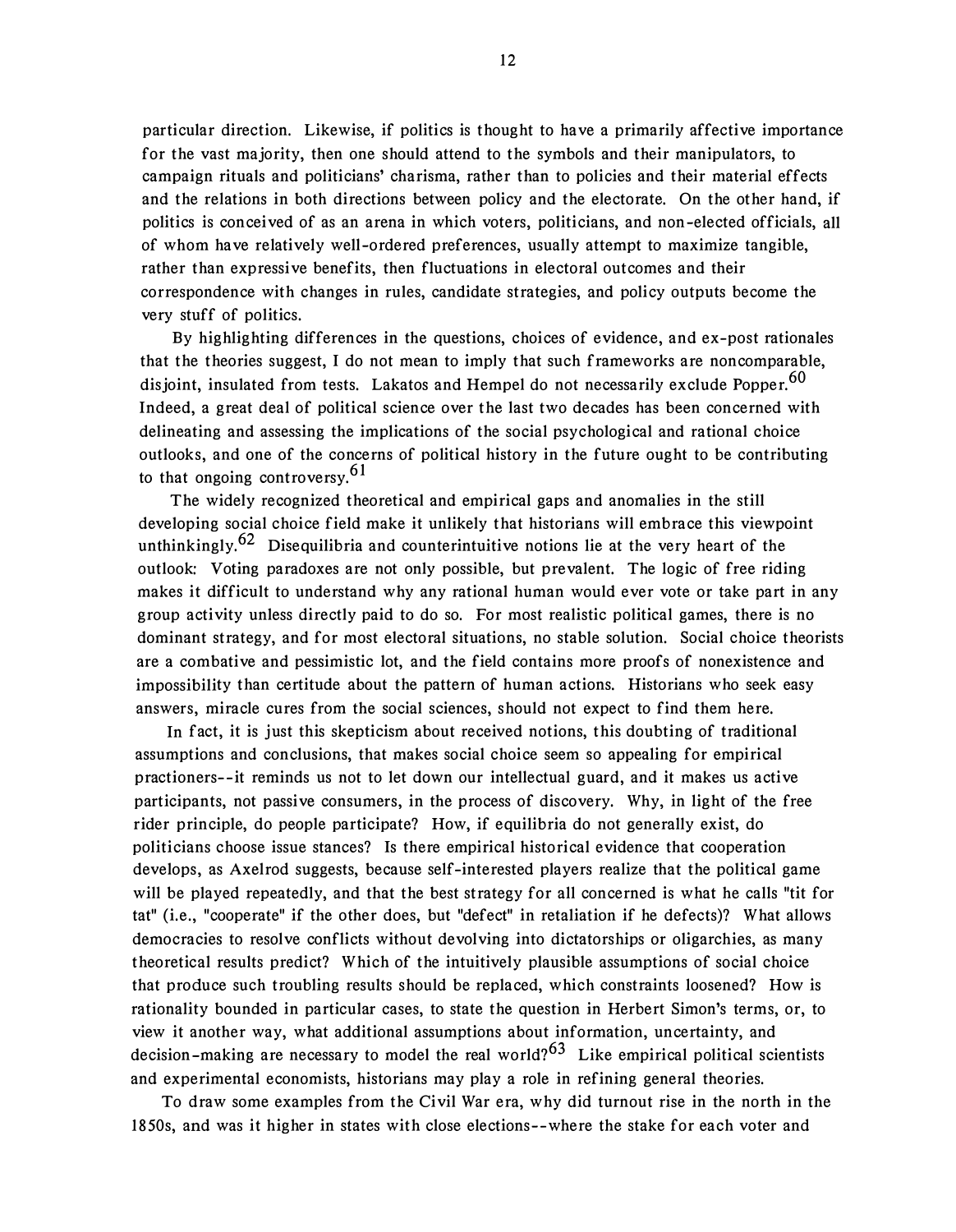particular direction. Likewise, if politics is thought to have a primarily affective importance for the vast majority, then one should attend to the symbols and their manipulators, to campaign rituals and politicians' charisma, rather than to policies and their material effects and the relations in both directions between policy and the electorate. On the other hand, if politics is conceived of as an arena in which voters, politicians, and non-elected officials, all of whom have relatively well-ordered preferences, usually attempt to maximize tangible, rather than expressive benefits, then fluctuations in electoral outcomes and their correspondence with changes in rules, candidate strategies, and policy outputs become the very stuff of politics.

By highlighting differences in the questions, choices of evidence, and ex-post rationales that the theories suggest, I do not mean to imply that such frameworks are noncomparable, disjoint, insulated from tests. Lakatos and Hempel do not necessarily exclude Popper.[60] Indeed, a great deal of political science over the last two decades has been concerned with delineating and assessing the implications of the social psychological and rational choice outlooks, and one of the concerns of political history in the future ought to be contributing to that ongoing controversy.[61]

The widely recognized theoretical and empirical gaps and anomalies in the still developing social choice field make it unlikely that historians will embrace this viewpoint unthinkingly.[62] Disequilibria and counterintuitive notions lie at the very heart of the outlook: Voting paradoxes are not only possible, but prevalent. The logic of free riding makes it difficult to understand why any rational human would ever vote or take part in any group activity unless directly paid to do so. For most realistic political games, there is no dominant strategy, and for most electoral situations, no stable solution. Social choice theorists are a combative and pessimistic lot, and the field contains more proofs of nonexistence and impossibility than certitude about the pattern of human actions. Historians who seek easy answers, miracle cures from the social sciences, should not expect to find them here.

In fact, it is just this skepticism about received notions, this doubting of traditional assumptions and conclusions, that makes social choice seem so appealing for empirical practioners--it reminds us not to let down our intellectual guard, and it makes us active participants, not passive consumers, in the process of discovery. Why, in light of the free rider principle, do people participate? How, if equilibria do not generally exist, do politicians choose issue stances? Is there empirical historical evidence that cooperation develops, as Axelrod suggests, because self-interested players realize that the political game will be played repeatedly, and that the best strategy for all concerned is what he calls "tit for tat" (i.e., "cooperate" if the other does, but "defect" in retaliation if he defects)? What allows democracies to resolve conflicts without devolving into dictatorships or oligarchies, as many theoretical results predict? Which of the intuitively plausible assumptions of social choice that produce such troubling results should be replaced, which constraints loosened? How is rationality bounded in particular cases, to state the question in Herbert Simon's terms, or, to view it another way, what additional assumptions about information, uncertainty, and decision-making are necessary to model the real world?[63] Like empirical political scientists and experimental economists, historians may play a role in refining general theories.

To draw some examples from the Civil War era, why did turnout rise in the north in the 1850s, and was it higher in states with close elections--where the stake for each voter and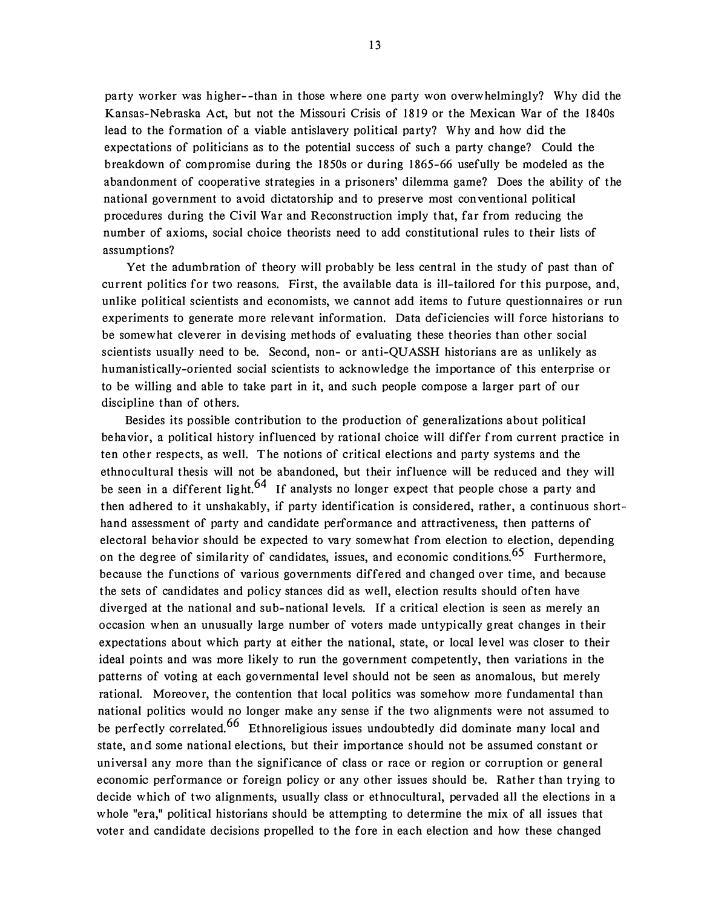party worker was higher--than in those where one party won overwhelmingly? Why did the Kansas-Nebraska Act, but not the Missouri Crisis of 1819 or the Mexican War of the 1840s lead to the formation of a viable antislavery political party? Why and how did the expectations of politicians as to the potential success of such a party change? Could the breakdown of compromise during the 1850s or during 1865-66 usefully be modeled as the abandonment of cooperative strategies in a prisoners' dilemma game? Does the ability of the national government to avoid dictatorship and to preserve most conventional political procedures during the Civil War and Reconstruction imply that, far from reducing the number of axioms, social choice theorists need to add constitutional rules to their lists of assumptions?

Yet the adumbration of theory will probably be less central in the study of past than of current politics for two reasons. First, the available data is ill-tailored for this purpose, and, unlike political scientists and economists, we cannot add items to future questionnaires or run experiments to generate more relevant information. Data deficiencies will force historians to be somewhat cleverer in devising methods of evaluating these theories than other social scientists usually need to be. Second, non- or anti-QUASSH historians are as unlikely as humanistically-oriented social scientists to acknowledge the importance of this enterprise or to be willing and able to take part in it, and such people compose a larger part of our discipline than of others.

Besides its possible contribution to the production of generalizations about political behavior, a political history influenced by rational choice will differ from current practice in ten other respects, as well. The notions of critical elections and party systems and the ethnocultural thesis will not be abandoned, but their influence will be reduced and they will be seen in a different light.[64] If analysts no longer expect that people chose a party and then adhered to it unshakably, if party identification is considered, rather, a continuous short-hand assessment of party and candidate performance and attractiveness, then patterns of electoral behavior should be expected to vary somewhat from election to election, depending on the degree of similarity of candidates, issues, and economic conditions.[65] Furthermore, because the functions of various governments differed and changed over time, and because the sets of candidates and policy stances did as well, election results should often have diverged at the national and sub-national levels. If a critical election is seen as merely an occasion when an unusually large number of voters made untypically great changes in their expectations about which party at either the national, state, or local level was closer to their ideal points and was more likely to run the government competently, then variations in the patterns of voting at each governmental level should not be seen as anomalous, but merely rational. Moreover, the contention that local politics was somehow more fundamental than national politics would no longer make any sense if the two alignments were not assumed to be perfectly correlated.[66] Ethnoreligious issues undoubtedly did dominate many local and state, and some national elections, but their importance should not be assumed constant or universal any more than the significance of class or race or region or corruption or general economic performance or foreign policy or any other issues should be. Rather than trying to decide which of two alignments, usually class or ethnocultural, pervaded all the elections in a whole "era," political historians should be attempting to determine the mix of all issues that voter and candidate decisions propelled to the fore in each election and how these changed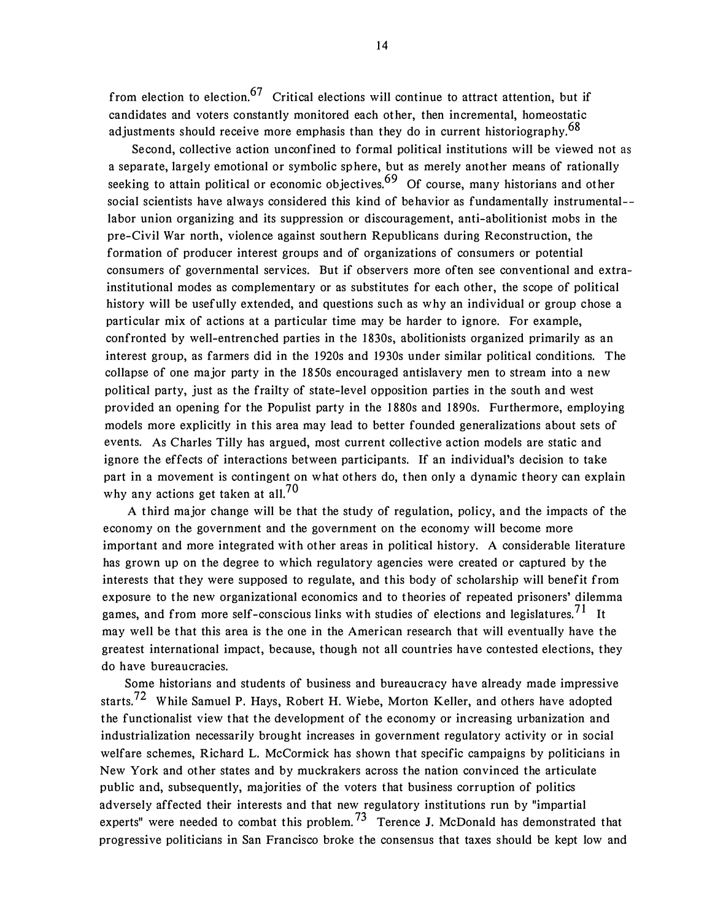from election to election.[67] Critical elections will continue to attract attention, but if candidates and voters constantly monitored each other, then incremental, homeostatic adjustments should receive more emphasis than they do in current historiography.[68]

Second, collective action unconfined to formal political institutions will be viewed not as a separate, largely emotional or symbolic sphere, but as merely another means of rationally seeking to attain political or economic objectives.[69] Of course, many historians and other social scientists have always considered this kind of behavior as fundamentally instrumental--labor union organizing and its suppression or discouragement, anti-abolitionist mobs in the pre-Civil War north, violence against southern Republicans during Reconstruction, the formation of producer interest groups and of organizations of consumers or potential consumers of governmental services. But if observers more often see conventional and extra-institutional modes as complementary or as substitutes for each other, the scope of political history will be usefully extended, and questions such as why an individual or group chose a particular mix of actions at a particular time may be harder to ignore. For example, confronted by well-entrenched parties in the 1830s, abolitionists organized primarily as an interest group, as farmers did in the 1920s and 1930s under similar political conditions. The collapse of one major party in the 1850s encouraged antislavery men to stream into a new political party, just as the frailty of state-level opposition parties in the south and west provided an opening for the Populist party in the 1880s and 1890s. Furthermore, employing models more explicitly in this area may lead to better founded generalizations about sets of events. As Charles Tilly has argued, most current collective action models are static and ignore the effects of interactions between participants. If an individual's decision to take part in a movement is contingent on what others do, then only a dynamic theory can explain why any actions get taken at all.[70]

A third major change will be that the study of regulation, policy, and the impacts of the economy on the government and the government on the economy will become more important and more integrated with other areas in political history. A considerable literature has grown up on the degree to which regulatory agencies were created or captured by the interests that they were supposed to regulate, and this body of scholarship will benefit from exposure to the new organizational economics and to theories of repeated prisoners' dilemma games, and from more self-conscious links with studies of elections and legislatures.[71] It may well be that this area is the one in the American research that will eventually have the greatest international impact, because, though not all countries have contested elections, they do have bureaucracies.

Some historians and students of business and bureaucracy have already made impressive starts.[72] While Samuel P. Hays, Robert H. Wiebe, Morton Keller, and others have adopted the functionalist view that the development of the economy or increasing urbanization and industrialization necessarily brought increases in government regulatory activity or in social welfare schemes, Richard L. McCormick has shown that specific campaigns by politicians in New York and other states and by muckrakers across the nation convinced the articulate public and, subsequently, majorities of the voters that business corruption of politics adversely affected their interests and that new regulatory institutions run by "impartial experts" were needed to combat this problem.[73] Terence J. McDonald has demonstrated that progressive politicians in San Francisco broke the consensus that taxes should be kept low and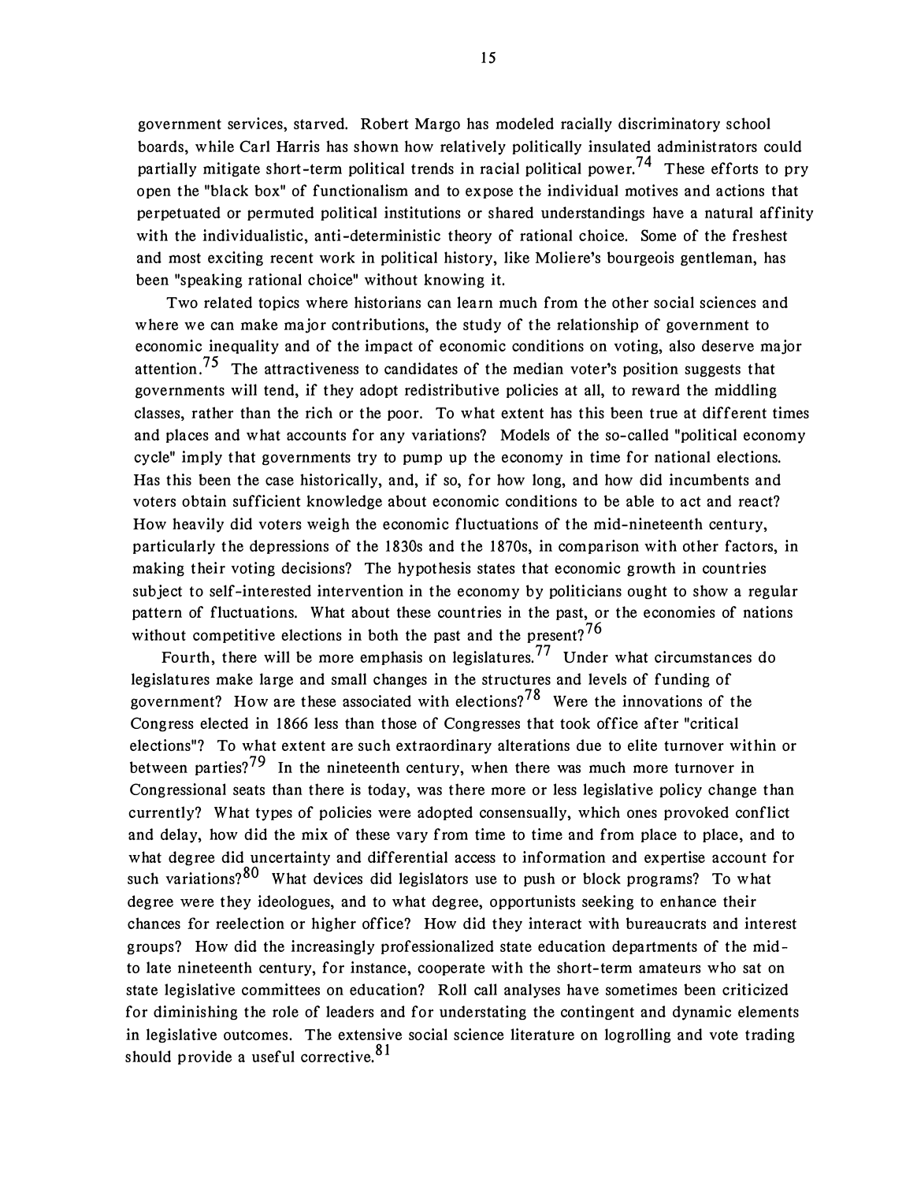government services, starved. Robert Margo has modeled racially discriminatory school boards, while Carl Harris has shown how relatively politically insulated administrators could partially mitigate short-term political trends in racial political power.[74] These efforts to pry open the "black box" of functionalism and to expose the individual motives and actions that perpetuated or permuted political institutions or shared understandings have a natural affinity with the individualistic, anti-deterministic theory of rational choice. Some of the freshest and most exciting recent work in political history, like Moliere's bourgeois gentleman, has been "speaking rational choice" without knowing it.

Two related topics where historians can learn much from the other social sciences and where we can make major contributions, the study of the relationship of government to economic inequality and of the impact of economic conditions on voting, also deserve major attention.[75] The attractiveness to candidates of the median voter's position suggests that governments will tend, if they adopt redistributive policies at all, to reward the middling classes, rather than the rich or the poor. To what extent has this been true at different times and places and what accounts for any variations? Models of the so-called "political economy cycle" imply that governments try to pump up the economy in time for national elections. Has this been the case historically, and, if so, for how long, and how did incumbents and voters obtain sufficient knowledge about economic conditions to be able to act and react? How heavily did voters weigh the economic fluctuations of the mid-nineteenth century, particularly the depressions of the 1830s and the 1870s, in comparison with other factors, in making their voting decisions? The hypothesis states that economic growth in countries subject to self-interested intervention in the economy by politicians ought to show a regular pattern of fluctuations. What about these countries in the past, or the economies of nations without competitive elections in both the past and the present?[76]

Fourth, there will be more emphasis on legislatures.[77] Under what circumstances do legislatures make large and small changes in the structures and levels of funding of government? How are these associated with elections?[78] Were the innovations of the Congress elected in 1866 less than those of Congresses that took office after "critical elections"? To what extent are such extraordinary alterations due to elite turnover within or between parties?[79] In the nineteenth century, when there was much more turnover in Congressional seats than there is today, was there more or less legislative policy change than currently? What types of policies were adopted consensually, which ones provoked conflict and delay, how did the mix of these vary from time to time and from place to place, and to what degree did uncertainty and differential access to information and expertise account for such variations?[80] What devices did legislators use to push or block programs? To what degree were they ideologues, and to what degree, opportunists seeking to enhance their chances for reelection or higher office? How did they interact with bureaucrats and interest groups? How did the increasingly professionalized state education departments of the mid- to late nineteenth century, for instance, cooperate with the short-term amateurs who sat on state legislative committees on education? Roll call analyses have sometimes been criticized for diminishing the role of leaders and for understating the contingent and dynamic elements in legislative outcomes. The extensive social science literature on logrolling and vote trading should provide a useful corrective.[81]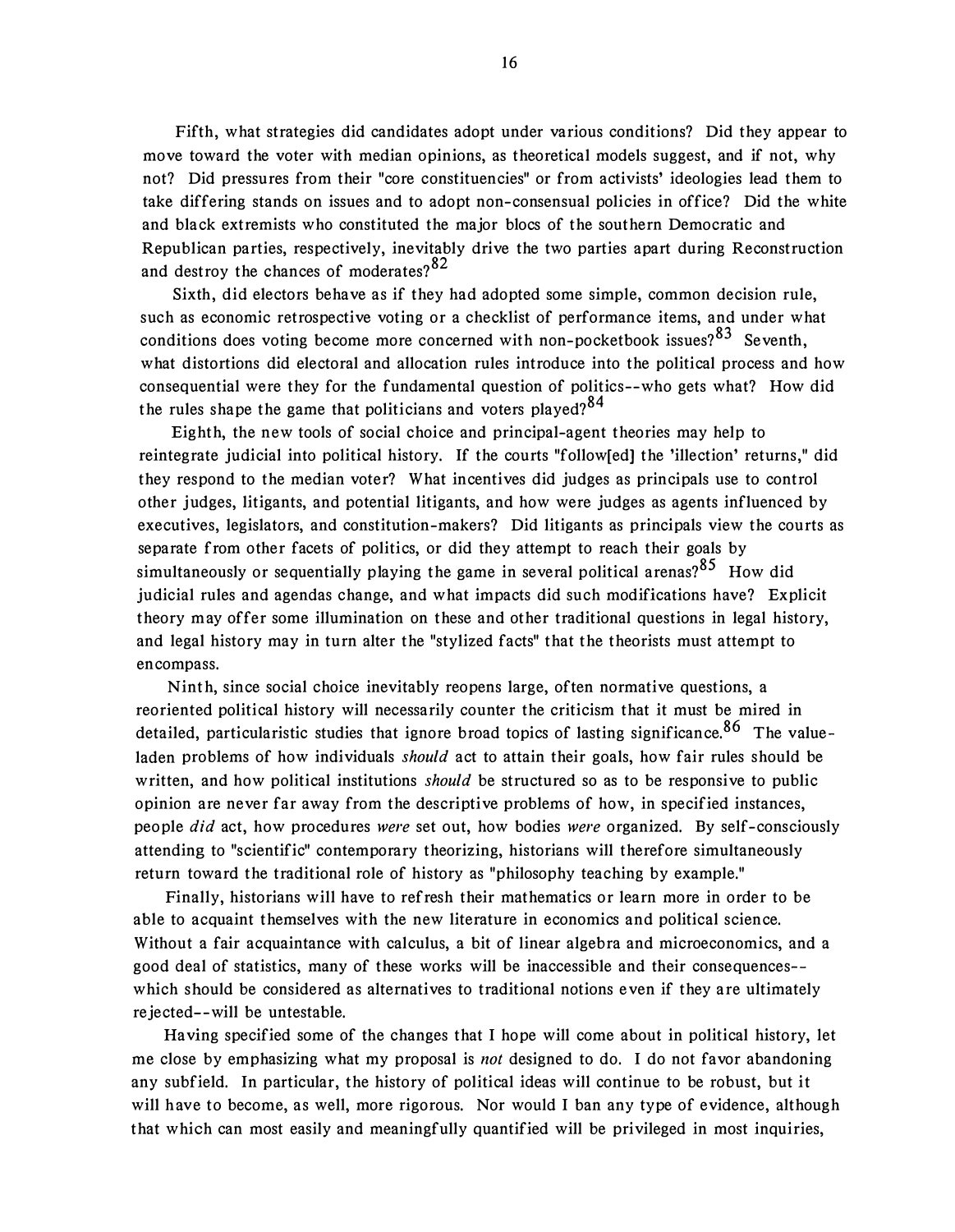Fifth, what strategies did candidates adopt under various conditions? Did they appear to move toward the voter with median opinions, as theoretical models suggest, and if not, why not? Did pressures from their "core constituencies" or from activists' ideologies lead them to take differing stands on issues and to adopt non-consensual policies in office? Did the white and black extremists who constituted the major blocs of the southern Democratic and Republican parties, respectively, inevitably drive the two parties apart during Reconstruction and destroy the chances of moderates?[82]

Sixth, did electors behave as if they had adopted some simple, common decision rule, such as economic retrospective voting or a checklist of performance items, and under what conditions does voting become more concerned with non-pocketbook issues?[83] Seventh, what distortions did electoral and allocation rules introduce into the political process and how consequential were they for the fundamental question of politics--who gets what? How did the rules shape the game that politicians and voters played?[84]

Eighth, the new tools of social choice and principal-agent theories may help to reintegrate judicial into political history. If the courts "follow[ed] the 'illection' returns," did they respond to the median voter? What incentives did judges as principals use to control other judges, litigants, and potential litigants, and how were judges as agents influenced by executives, legislators, and constitution-makers? Did litigants as principals view the courts as separate from other facets of politics, or did they attempt to reach their goals by simultaneously or sequentially playing the game in several political arenas?[85] How did judicial rules and agendas change, and what impacts did such modifications have? Explicit theory may offer some illumination on these and other traditional questions in legal history, and legal history may in turn alter the "stylized facts" that the theorists must attempt to encompass.

Ninth, since social choice inevitably reopens large, often normative questions, a reoriented political history will necessarily counter the criticism that it must be mired in detailed, particularistic studies that ignore broad topics of lasting significance.[86] The value-laden problems of how individuals *should* act to attain their goals, how fair rules should be written, and how political institutions *should* be structured so as to be responsive to public opinion are never far away from the descriptive problems of how, in specified instances, people *did* act, how procedures *were* set out, how bodies *were* organized. By self-consciously attending to "scientific" contemporary theorizing, historians will therefore simultaneously return toward the traditional role of history as "philosophy teaching by example."

Finally, historians will have to refresh their mathematics or learn more in order to be able to acquaint themselves with the new literature in economics and political science. Without a fair acquaintance with calculus, a bit of linear algebra and microeconomics, and a good deal of statistics, many of these works will be inaccessible and their consequences--which should be considered as alternatives to traditional notions even if they are ultimately rejected--will be untestable.

Having specified some of the changes that I hope will come about in political history, let me close by emphasizing what my proposal is *not* designed to do. I do not favor abandoning any subfield. In particular, the history of political ideas will continue to be robust, but it will have to become, as well, more rigorous. Nor would I ban any type of evidence, although that which can most easily and meaningfully quantified will be privileged in most inquiries,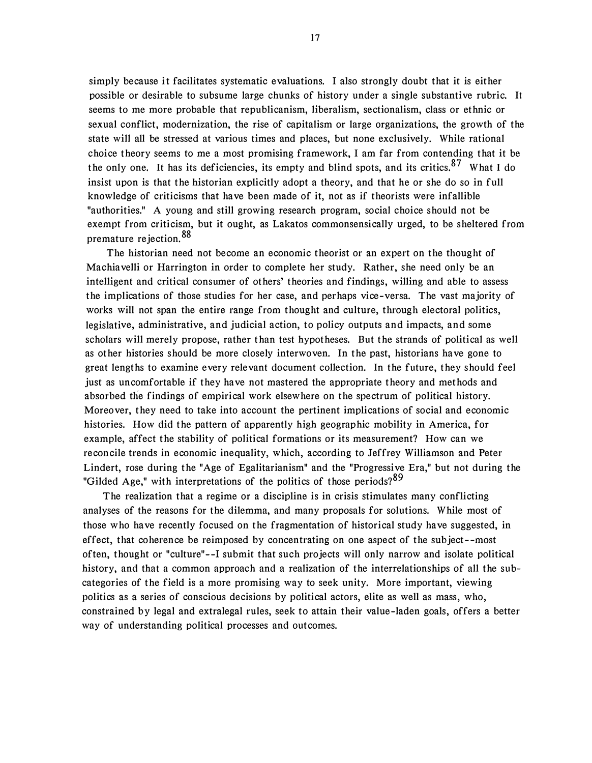simply because it facilitates systematic evaluations. I also strongly doubt that it is either possible or desirable to subsume large chunks of history under a single substantive rubric. It seems to me more probable that republicanism, liberalism, sectionalism, class or ethnic or sexual conflict, modernization, the rise of capitalism or large organizations, the growth of the state will all be stressed at various times and places, but none exclusively. While rational choice theory seems to me a most promising framework, I am far from contending that it be the only one. It has its deficiencies, its empty and blind spots, and its critics.[87] What I do insist upon is that the historian explicitly adopt a theory, and that he or she do so in full knowledge of criticisms that have been made of it, not as if theorists were infallible "authorities." A young and still growing research program, social choice should not be exempt from criticism, but it ought, as Lakatos commonsensically urged, to be sheltered from premature rejection.[88]

The historian need not become an economic theorist or an expert on the thought of Machiavelli or Harrington in order to complete her study. Rather, she need only be an intelligent and critical consumer of others' theories and findings, willing and able to assess the implications of those studies for her case, and perhaps vice-versa. The vast majority of works will not span the entire range from thought and culture, through electoral politics, legislative, administrative, and judicial action, to policy outputs and impacts, and some scholars will merely propose, rather than test hypotheses. But the strands of political as well as other histories should be more closely interwoven. In the past, historians have gone to great lengths to examine every relevant document collection. In the future, they should feel just as uncomfortable if they have not mastered the appropriate theory and methods and absorbed the findings of empirical work elsewhere on the spectrum of political history. Moreover, they need to take into account the pertinent implications of social and economic histories. How did the pattern of apparently high geographic mobility in America, for example, affect the stability of political formations or its measurement? How can we reconcile trends in economic inequality, which, according to Jeffrey Williamson and Peter Lindert, rose during the "Age of Egalitarianism" and the "Progressive Era," but not during the "Gilded Age," with interpretations of the politics of those periods?[89]

The realization that a regime or a discipline is in crisis stimulates many conflicting analyses of the reasons for the dilemma, and many proposals for solutions. While most of those who have recently focused on the fragmentation of historical study have suggested, in effect, that coherence be reimposed by concentrating on one aspect of the subject--most often, thought or "culture"--I submit that such projects will only narrow and isolate political history, and that a common approach and a realization of the interrelationships of all the subcategories of the field is a more promising way to seek unity. More important, viewing politics as a series of conscious decisions by political actors, elite as well as mass, who, constrained by legal and extralegal rules, seek to attain their value-laden goals, offers a better way of understanding political processes and outcomes.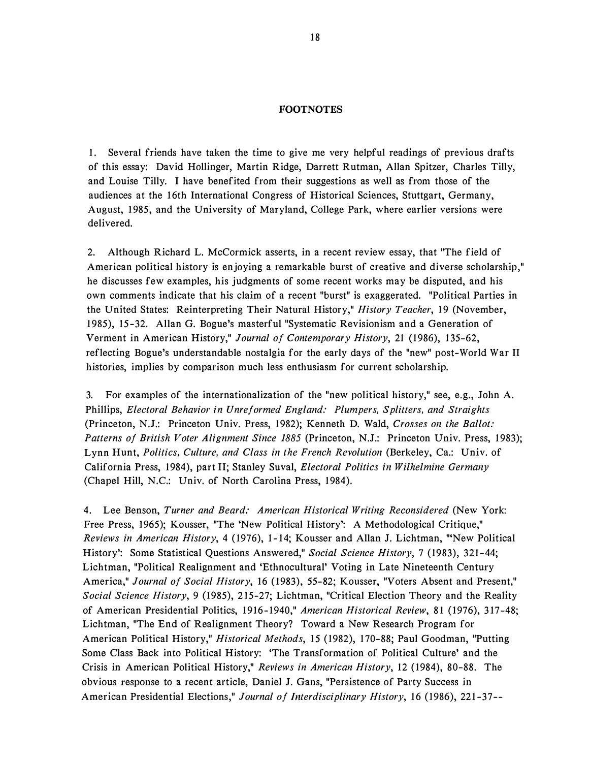## FOOTNOTES

1. Several friends have taken the time to give me very helpful readings of previous drafts of this essay: David Hollinger, Martin Ridge, Darrett Rutman, Allan Spitzer, Charles Tilly, and Louise Tilly. I have benefited from their suggestions as well as from those of the audiences at the 16th International Congress of Historical Sciences, Stuttgart, Germany, August, 1985, and the University of Maryland, College Park, where earlier versions were delivered.

2. Although Richard L. McCormick asserts, in a recent review essay, that "The field of American political history is enjoying a remarkable burst of creative and diverse scholarship," he discusses few examples, his judgments of some recent works may be disputed, and his own comments indicate that his claim of a recent "burst" is exaggerated. "Political Parties in the United States: Reinterpreting Their Natural History," *History Teacher*, 19 (November, 1985), 15-32. Allan G. Bogue's masterful "Systematic Revisionism and a Generation of Verment in American History," *Journal of Contemporary History*, 21 (1986), 135-62, reflecting Bogue's understandable nostalgia for the early days of the "new" post-World War II histories, implies by comparison much less enthusiasm for current scholarship.

3. For examples of the internationalization of the "new political history," see, e.g., John A. Phillips, *Electoral Behavior in Unreformed England: Plumpers, Splitters, and Straights* (Princeton, N.J.: Princeton Univ. Press, 1982); Kenneth D. Wald, *Crosses on the Ballot: Patterns of British Voter Alignment Since 1885* (Princeton, N.J.: Princeton Univ. Press, 1983); Lynn Hunt, *Politics, Culture, and Class in the French Revolution* (Berkeley, Ca.: Univ. of California Press, 1984), part II; Stanley Suval, *Electoral Politics in Wilhelmine Germany* (Chapel Hill, N.C.: Univ. of North Carolina Press, 1984).

4. Lee Benson, *Turner and Beard: American Historical Writing Reconsidered* (New York: Free Press, 1965); Kousser, "The 'New Political History': A Methodological Critique," *Reviews in American History*, 4 (1976), 1-14; Kousser and Allan J. Lichtman, "'New Political History': Some Statistical Questions Answered," *Social Science History*, 7 (1983), 321-44; Lichtman, "Political Realignment and 'Ethnocultural' Voting in Late Nineteenth Century America," *Journal of Social History*, 16 (1983), 55-82; Kousser, "Voters Absent and Present," *Social Science History*, 9 (1985), 215-27; Lichtman, "Critical Election Theory and the Reality of American Presidential Politics, 1916-1940," *American Historical Review*, 81 (1976), 317-48; Lichtman, "The End of Realignment Theory? Toward a New Research Program for American Political History," *Historical Methods*, 15 (1982), 170-88; Paul Goodman, "Putting Some Class Back into Political History: 'The Transformation of Political Culture' and the Crisis in American Political History," *Reviews in American History*, 12 (1984), 80-88. The obvious response to a recent article, Daniel J. Gans, "Persistence of Party Success in American Presidential Elections," *Journal of Interdisciplinary History*, 16 (1986), 221-37--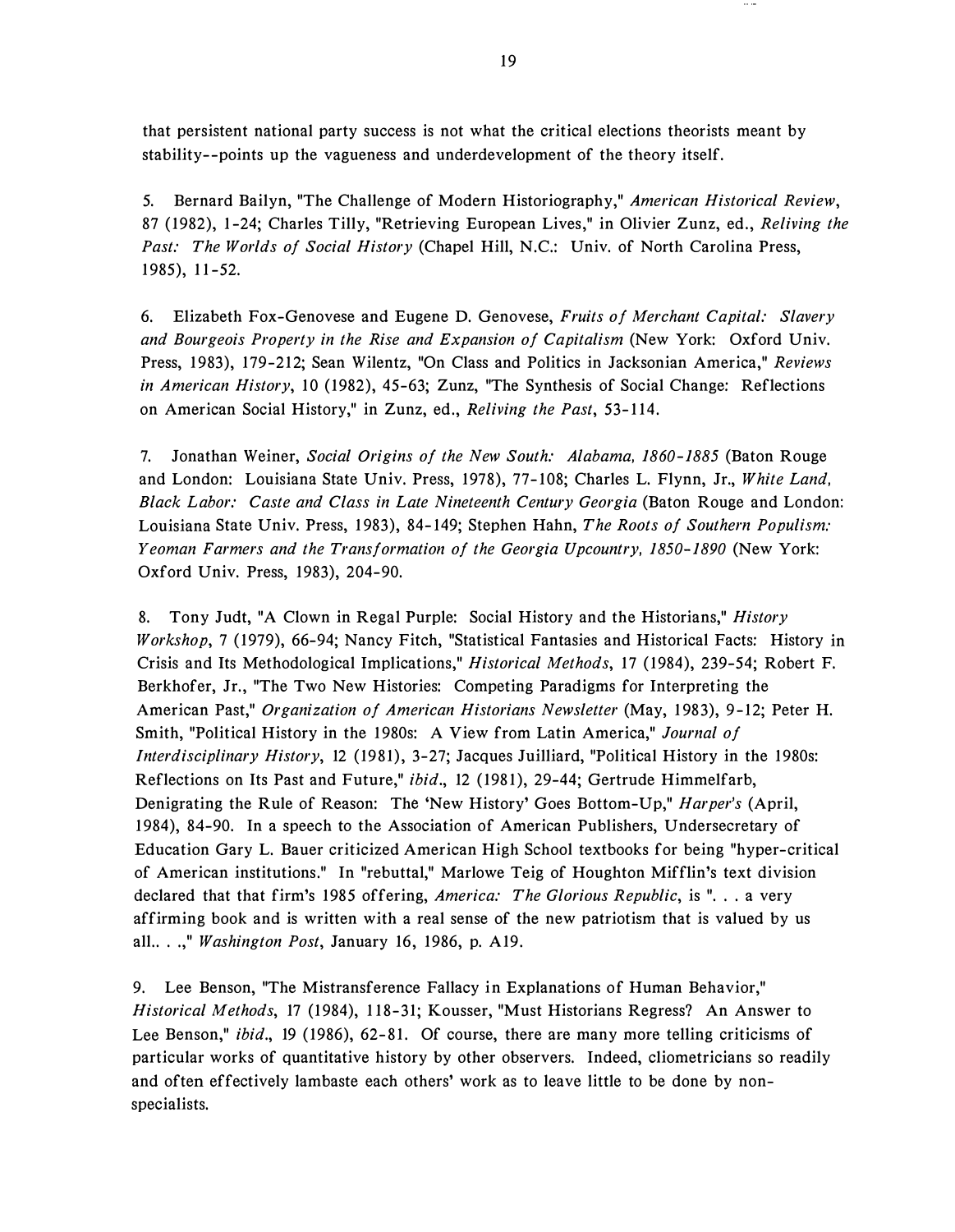that persistent national party success is not what the critical elections theorists meant by stability--points up the vagueness and underdevelopment of the theory itself.

5. Bernard Bailyn, "The Challenge of Modern Historiography," *American Historical Review*, 87 (1982), 1-24; Charles Tilly, "Retrieving European Lives," in Olivier Zunz, ed., *Reliving the Past: The Worlds of Social History* (Chapel Hill, N.C.: Univ. of North Carolina Press, 1985), 11-52.

6. Elizabeth Fox-Genovese and Eugene D. Genovese, *Fruits of Merchant Capital: Slavery and Bourgeois Property in the Rise and Expansion of Capitalism* (New York: Oxford Univ. Press, 1983), 179-212; Sean Wilentz, "On Class and Politics in Jacksonian America," *Reviews in American History*, 10 (1982), 45-63; Zunz, "The Synthesis of Social Change: Reflections on American Social History," in Zunz, ed., *Reliving the Past*, 53-114.

7. Jonathan Weiner, *Social Origins of the New South: Alabama, 1860-1885* (Baton Rouge and London: Louisiana State Univ. Press, 1978), 77-108; Charles L. Flynn, Jr., *White Land, Black Labor: Caste and Class in Late Nineteenth Century Georgia* (Baton Rouge and London: Louisiana State Univ. Press, 1983), 84-149; Stephen Hahn, *The Roots of Southern Populism: Yeoman Farmers and the Transformation of the Georgia Upcountry, 1850-1890* (New York: Oxford Univ. Press, 1983), 204-90.

8. Tony Judt, "A Clown in Regal Purple: Social History and the Historians," *History Workshop*, 7 (1979), 66-94; Nancy Fitch, "Statistical Fantasies and Historical Facts: History in Crisis and Its Methodological Implications," *Historical Methods*, 17 (1984), 239-54; Robert F. Berkhofer, Jr., "The Two New Histories: Competing Paradigms for Interpreting the American Past," *Organization of American Historians Newsletter* (May, 1983), 9-12; Peter H. Smith, "Political History in the 1980s: A View from Latin America," *Journal of Interdisciplinary History*, 12 (1981), 3-27; Jacques Juilliard, "Political History in the 1980s: Reflections on Its Past and Future," *ibid*., 12 (1981), 29-44; Gertrude Himmelfarb, Denigrating the Rule of Reason: The 'New History' Goes Bottom-Up," *Harper's* (April, 1984), 84-90. In a speech to the Association of American Publishers, Undersecretary of Education Gary L. Bauer criticized American High School textbooks for being "hyper-critical of American institutions." In "rebuttal," Marlowe Teig of Houghton Mifflin's text division declared that that firm's 1985 offering, *America: The Glorious Republic*, is ". . . a very affirming book and is written with a real sense of the new patriotism that is valued by us all.. . .," *Washington Post*, January 16, 1986, p. A19.

9. Lee Benson, "The Mistransference Fallacy in Explanations of Human Behavior," *Historical Methods*, 17 (1984), 118-31; Kousser, "Must Historians Regress? An Answer to Lee Benson," *ibid*., 19 (1986), 62-81. Of course, there are many more telling criticisms of particular works of quantitative history by other observers. Indeed, cliometricians so readily and often effectively lambaste each others' work as to leave little to be done by non-specialists.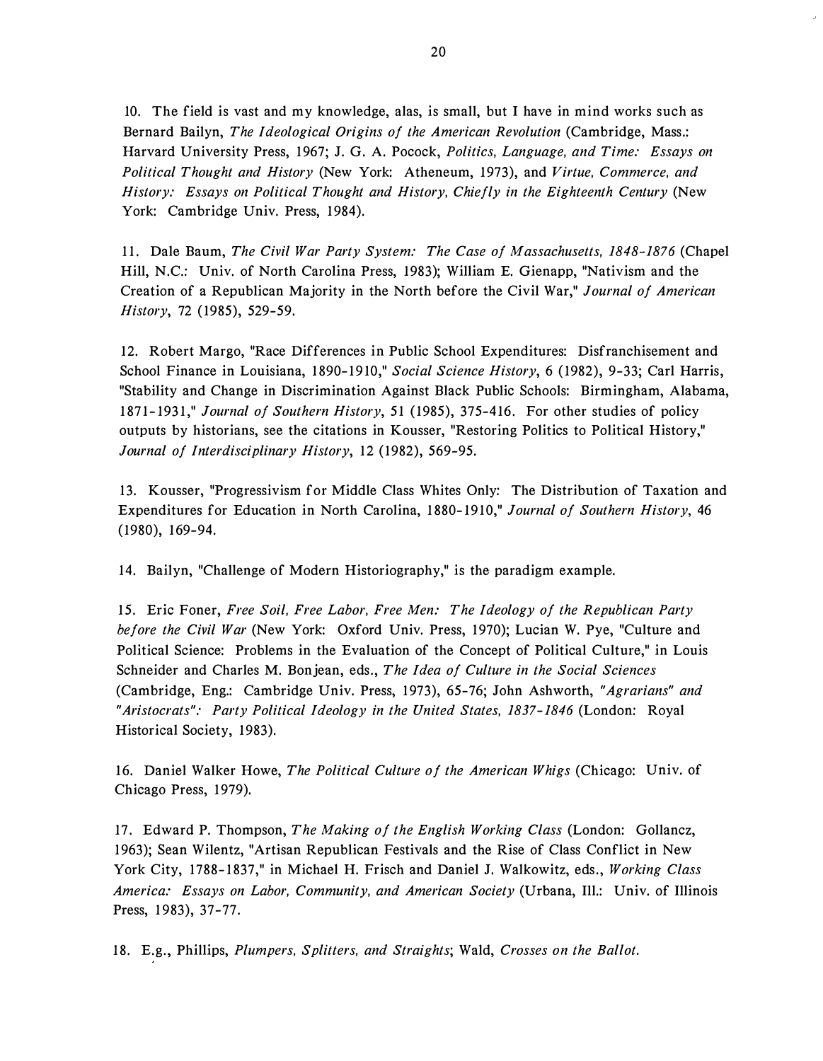10. The field is vast and my knowledge, alas, is small, but I have in mind works such as Bernard Bailyn, *The Ideological Origins of the American Revolution* (Cambridge, Mass.: Harvard University Press, 1967; J. G. A. Pocock, *Politics, Language, and Time: Essays on Political Thought and History* (New York: Atheneum, 1973), and *Virtue, Commerce, and History: Essays on Political Thought and History, Chiefly in the Eighteenth Century* (New York: Cambridge Univ. Press, 1984).

11. Dale Baum, *The Civil War Party System: The Case of Massachusetts, 1848-1876* (Chapel Hill, N.C.: Univ. of North Carolina Press, 1983); William E. Gienapp, "Nativism and the Creation of a Republican Majority in the North before the Civil War," *Journal of American History*, 72 (1985), 529-59.

12. Robert Margo, "Race Differences in Public School Expenditures: Disfranchisement and School Finance in Louisiana, 1890-1910," *Social Science History*, 6 (1982), 9-33; Carl Harris, "Stability and Change in Discrimination Against Black Public Schools: Birmingham, Alabama, 1871-1931," *Journal of Southern History*, 51 (1985), 375-416. For other studies of policy outputs by historians, see the citations in Kousser, "Restoring Politics to Political History," *Journal of Interdisciplinary History*, 12 (1982), 569-95.

13. Kousser, "Progressivism for Middle Class Whites Only: The Distribution of Taxation and Expenditures for Education in North Carolina, 1880-1910," *Journal of Southern History*, 46 (1980), 169-94.

14. Bailyn, "Challenge of Modern Historiography," is the paradigm example.

15. Eric Foner, *Free Soil, Free Labor, Free Men: The Ideology of the Republican Party before the Civil War* (New York: Oxford Univ. Press, 1970); Lucian W. Pye, "Culture and Political Science: Problems in the Evaluation of the Concept of Political Culture," in Louis Schneider and Charles M. Bonjean, eds., *The Idea of Culture in the Social Sciences* (Cambridge, Eng.: Cambridge Univ. Press, 1973), 65-76; John Ashworth, *"Agrarians" and "Aristocrats": Party Political Ideology in the United States, 1837-1846* (London: Royal Historical Society, 1983).

16. Daniel Walker Howe, *The Political Culture of the American Whigs* (Chicago: Univ. of Chicago Press, 1979).

17. Edward P. Thompson, *The Making of the English Working Class* (London: Gollancz, 1963); Sean Wilentz, "Artisan Republican Festivals and the Rise of Class Conflict in New York City, 1788-1837," in Michael H. Frisch and Daniel J. Walkowitz, eds., *Working Class America: Essays on Labor, Community, and American Society* (Urbana, Ill.: Univ. of Illinois Press, 1983), 37-77.

18. E.g., Phillips, *Plumpers, Splitters, and Straights*; Wald, *Crosses on the Ballot.*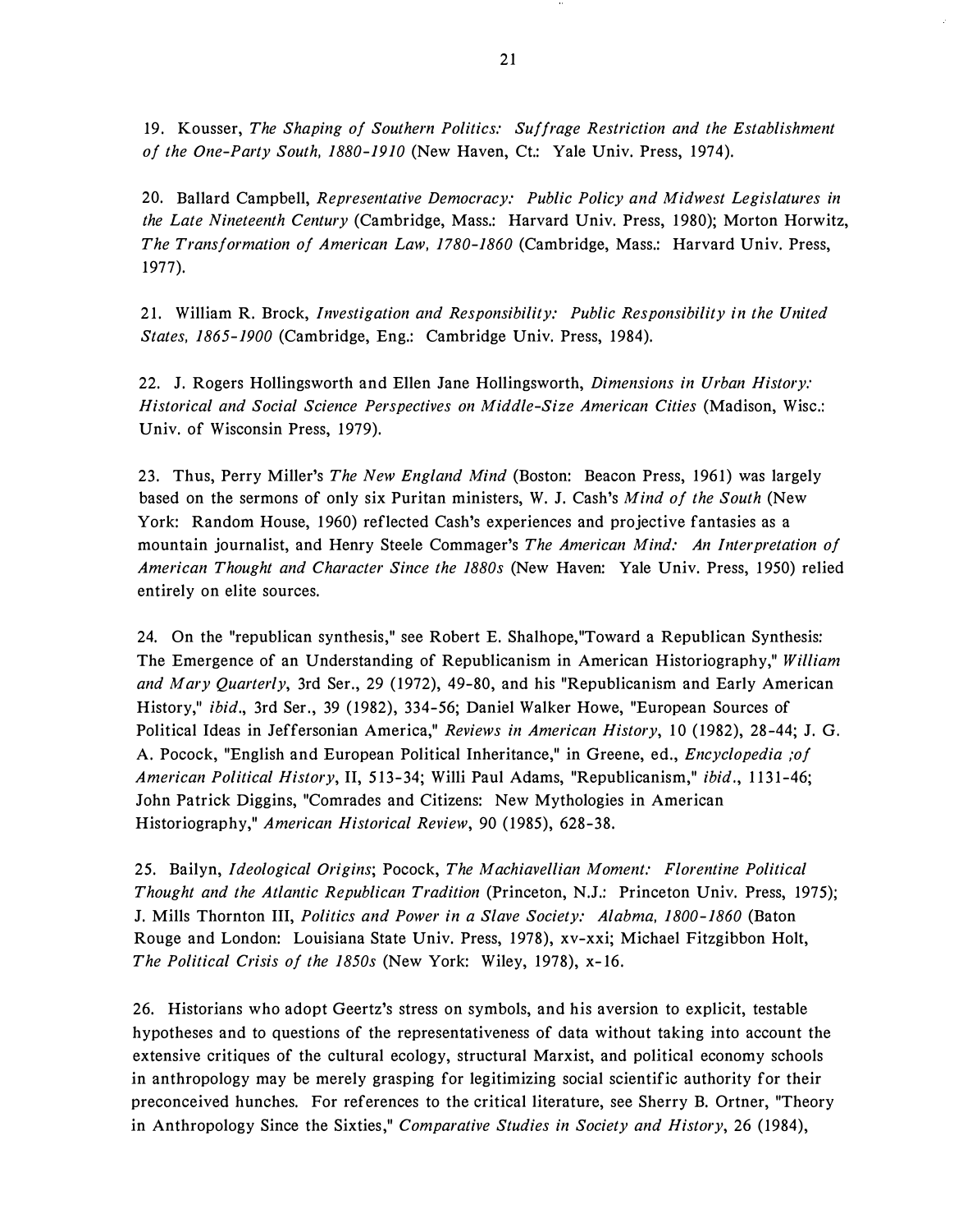19. Kousser, *The Shaping of Southern Politics: Suffrage Restriction and the Establishment of the One-Party South, 1880-1910* (New Haven, Ct.: Yale Univ. Press, 1974).

20. Ballard Campbell, *Representative Democracy: Public Policy and Midwest Legislatures in the Late Nineteenth Century* (Cambridge, Mass.: Harvard Univ. Press, 1980); Morton Horwitz, *The Transformation of American Law, 1780-1860* (Cambridge, Mass.: Harvard Univ. Press, 1977).

21. William R. Brock, *Investigation and Responsibility: Public Responsibility in the United States, 1865-1900* (Cambridge, Eng.: Cambridge Univ. Press, 1984).

22. J. Rogers Hollingsworth and Ellen Jane Hollingsworth, *Dimensions in Urban History: Historical and Social Science Perspectives on Middle-Size American Cities* (Madison, Wisc.: Univ. of Wisconsin Press, 1979).

23. Thus, Perry Miller's *The New England Mind* (Boston: Beacon Press, 1961) was largely based on the sermons of only six Puritan ministers, W. J. Cash's *Mind of the South* (New York: Random House, 1960) reflected Cash's experiences and projective fantasies as a mountain journalist, and Henry Steele Commager's *The American Mind: An Interpretation of American Thought and Character Since the 1880s* (New Haven: Yale Univ. Press, 1950) relied entirely on elite sources.

24. On the "republican synthesis," see Robert E. Shalhope,"Toward a Republican Synthesis: The Emergence of an Understanding of Republicanism in American Historiography," *William and Mary Quarterly*, 3rd Ser., 29 (1972), 49-80, and his "Republicanism and Early American History," *ibid*., 3rd Ser., 39 (1982), 334-56; Daniel Walker Howe, "European Sources of Political Ideas in Jeffersonian America," *Reviews in American History*, 10 (1982), 28-44; J. G. A. Pocock, "English and European Political Inheritance," in Greene, ed., *Encyclopedia ;of American Political History*, II, 513-34; Willi Paul Adams, "Republicanism," *ibid*., 1131-46; John Patrick Diggins, "Comrades and Citizens: New Mythologies in American Historiography," *American Historical Review*, 90 (1985), 628-38.

25. Bailyn, *Ideological Origins*; Pocock, *The Machiavellian Moment: Florentine Political Thought and the Atlantic Republican Tradition* (Princeton, N.J.: Princeton Univ. Press, 1975); J. Mills Thornton III, *Politics and Power in a Slave Society: Alabma, 1800-1860* (Baton Rouge and London: Louisiana State Univ. Press, 1978), xv-xxi; Michael Fitzgibbon Holt, *The Political Crisis of the 1850s* (New York: Wiley, 1978), x-16.

26. Historians who adopt Geertz's stress on symbols, and his aversion to explicit, testable hypotheses and to questions of the representativeness of data without taking into account the extensive critiques of the cultural ecology, structural Marxist, and political economy schools in anthropology may be merely grasping for legitimizing social scientific authority for their preconceived hunches. For references to the critical literature, see Sherry B. Ortner, "Theory in Anthropology Since the Sixties," *Comparative Studies in Society and History*, 26 (1984),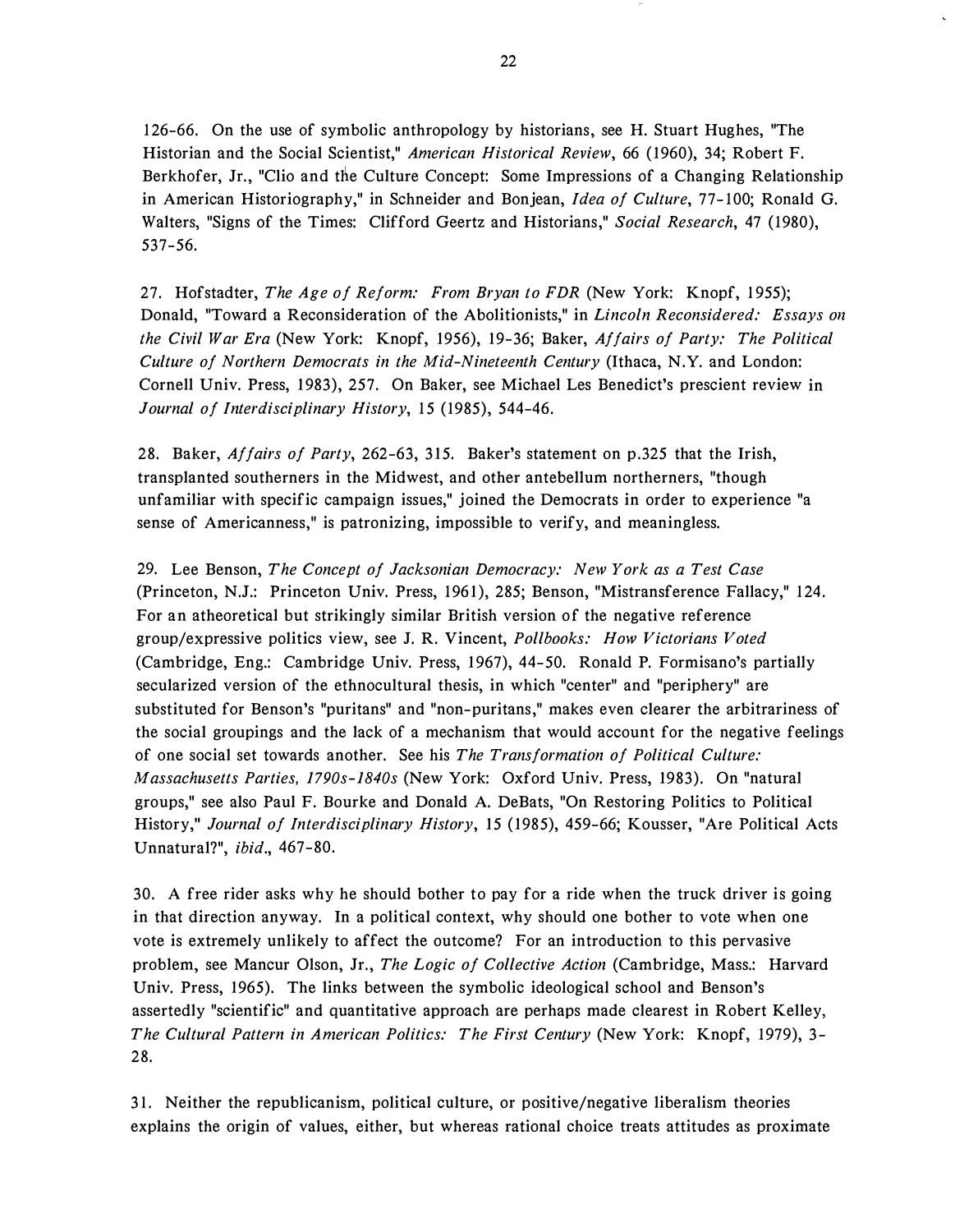126-66. On the use of symbolic anthropology by historians, see H. Stuart Hughes, "The Historian and the Social Scientist," *American Historical Review*, 66 (1960), 34; Robert F. Berkhofer, Jr., "Clio and the Culture Concept: Some Impressions of a Changing Relationship in American Historiography," in Schneider and Bonjean, *Idea of Culture*, 77-100; Ronald G. Walters, "Signs of the Times: Clifford Geertz and Historians," *Social Research*, 47 (1980), 537-56.

27. Hofstadter, *The Age of Reform: From Bryan to FDR* (New York: Knopf, 1955); Donald, "Toward a Reconsideration of the Abolitionists," in *Lincoln Reconsidered: Essays on the Civil War Era* (New York: Knopf, 1956), 19-36; Baker, *Affairs of Party: The Political Culture of Northern Democrats in the Mid-Nineteenth Century* (Ithaca, N.Y. and London: Cornell Univ. Press, 1983), 257. On Baker, see Michael Les Benedict's prescient review in *Journal of Interdisciplinary History*, 15 (1985), 544-46.

28. Baker, *Affairs of Party*, 262-63, 315. Baker's statement on p.325 that the Irish, transplanted southerners in the Midwest, and other antebellum northerners, "though unfamiliar with specific campaign issues," joined the Democrats in order to experience "a sense of Americanness," is patronizing, impossible to verify, and meaningless.

29. Lee Benson, *The Concept of Jacksonian Democracy: New York as a Test Case* (Princeton, N.J.: Princeton Univ. Press, 1961), 285; Benson, "Mistransference Fallacy," 124. For an atheoretical but strikingly similar British version of the negative reference group/expressive politics view, see J. R. Vincent, *Pollbooks: How Victorians Voted* (Cambridge, Eng.: Cambridge Univ. Press, 1967), 44-50. Ronald P. Formisano's partially secularized version of the ethnocultural thesis, in which "center" and "periphery" are substituted for Benson's "puritans" and "non-puritans," makes even clearer the arbitrariness of the social groupings and the lack of a mechanism that would account for the negative feelings of one social set towards another. See his *The Transformation of Political Culture: Massachusetts Parties, 1790s-1840s* (New York: Oxford Univ. Press, 1983). On "natural groups," see also Paul F. Bourke and Donald A. DeBats, "On Restoring Politics to Political History," *Journal of Interdisciplinary History*, 15 (1985), 459-66; Kousser, "Are Political Acts Unnatural?", *ibid.*, 467-80.

30. A free rider asks why he should bother to pay for a ride when the truck driver is going in that direction anyway. In a political context, why should one bother to vote when one vote is extremely unlikely to affect the outcome? For an introduction to this pervasive problem, see Mancur Olson, Jr., *The Logic of Collective Action* (Cambridge, Mass.: Harvard Univ. Press, 1965). The links between the symbolic ideological school and Benson's assertedly "scientific" and quantitative approach are perhaps made clearest in Robert Kelley, *The Cultural Pattern in American Politics: The First Century* (New York: Knopf, 1979), 3-28.

31. Neither the republicanism, political culture, or positive/negative liberalism theories explains the origin of values, either, but whereas rational choice treats attitudes as proximate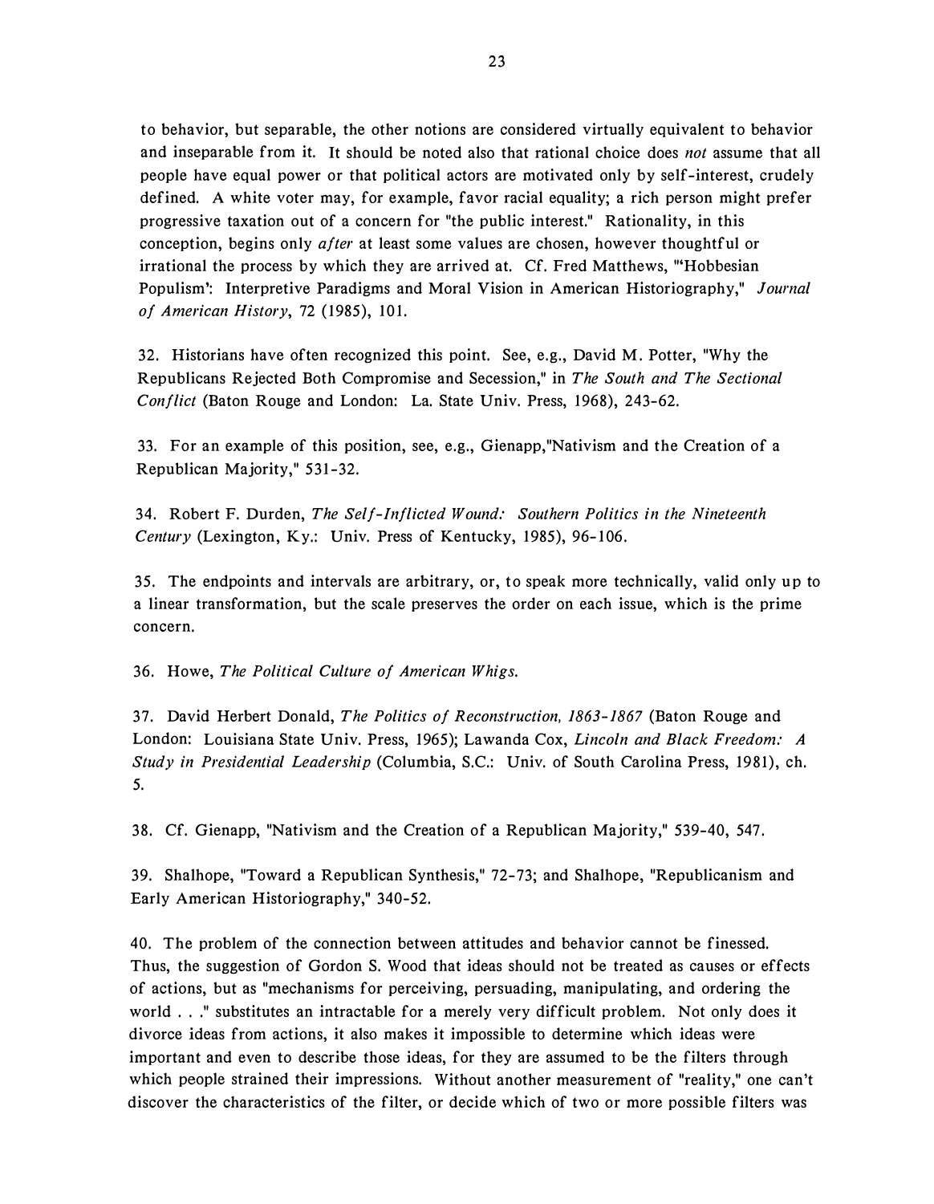to behavior, but separable, the other notions are considered virtually equivalent to behavior and inseparable from it. It should be noted also that rational choice does *not* assume that all people have equal power or that political actors are motivated only by self-interest, crudely defined. A white voter may, for example, favor racial equality; a rich person might prefer progressive taxation out of a concern for "the public interest." Rationality, in this conception, begins only *after* at least some values are chosen, however thoughtful or irrational the process by which they are arrived at. Cf. Fred Matthews, "'Hobbesian Populism': Interpretive Paradigms and Moral Vision in American Historiography," *Journal of American History*, 72 (1985), 101.

32. Historians have often recognized this point. See, e.g., David M. Potter, "Why the Republicans Rejected Both Compromise and Secession," in *The South and The Sectional Conflict* (Baton Rouge and London: La. State Univ. Press, 1968), 243-62.

33. For an example of this position, see, e.g., Gienapp,"Nativism and the Creation of a Republican Majority," 531-32.

34. Robert F. Durden, *The Self-Inflicted Wound: Southern Politics in the Nineteenth Century* (Lexington, Ky.: Univ. Press of Kentucky, 1985), 96-106.

35. The endpoints and intervals are arbitrary, or, to speak more technically, valid only up to a linear transformation, but the scale preserves the order on each issue, which is the prime concern.

36. Howe, *The Political Culture of American Whigs.*

37. David Herbert Donald, *The Politics of Reconstruction, 1863-1867* (Baton Rouge and London: Louisiana State Univ. Press, 1965); Lawanda Cox, *Lincoln and Black Freedom: A Study in Presidential Leadership* (Columbia, S.C.: Univ. of South Carolina Press, 1981), ch. 5.

38. Cf. Gienapp, "Nativism and the Creation of a Republican Majority," 539-40, 547.

39. Shalhope, "Toward a Republican Synthesis," 72-73; and Shalhope, "Republicanism and Early American Historiography," 340-52.

40. The problem of the connection between attitudes and behavior cannot be finessed. Thus, the suggestion of Gordon S. Wood that ideas should not be treated as causes or effects of actions, but as "mechanisms for perceiving, persuading, manipulating, and ordering the world . . ." substitutes an intractable for a merely very difficult problem. Not only does it divorce ideas from actions, it also makes it impossible to determine which ideas were important and even to describe those ideas, for they are assumed to be the filters through which people strained their impressions. Without another measurement of "reality," one can't discover the characteristics of the filter, or decide which of two or more possible filters was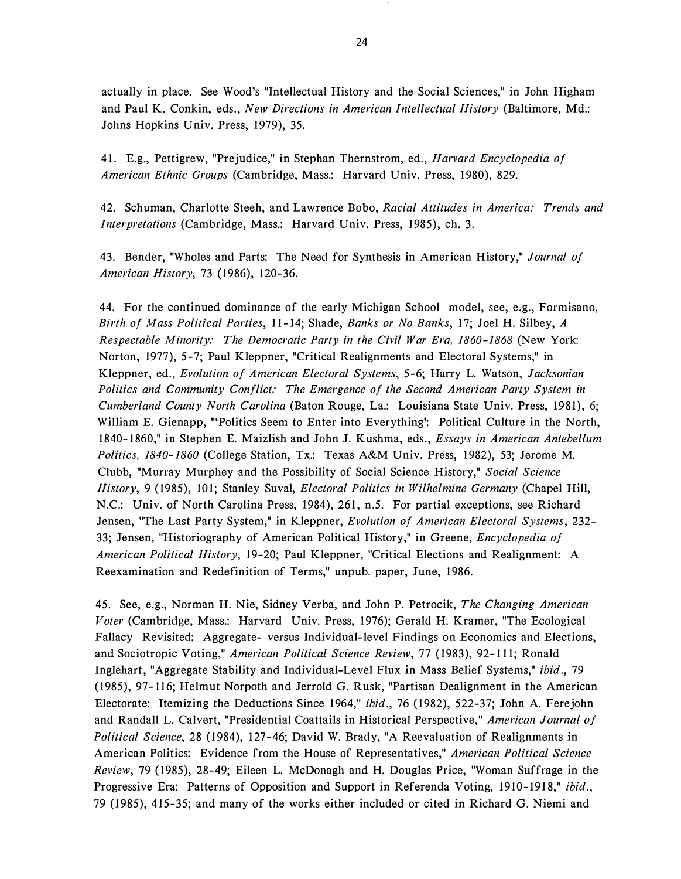actually in place. See Wood's "Intellectual History and the Social Sciences," in John Higham and Paul K. Conkin, eds., *New Directions in American Intellectual History* (Baltimore, Md.: Johns Hopkins Univ. Press, 1979), 35.

41. E.g., Pettigrew, "Prejudice," in Stephan Thernstrom, ed., *Harvard Encyclopedia of American Ethnic Groups* (Cambridge, Mass.: Harvard Univ. Press, 1980), 829.

42. Schuman, Charlotte Steeh, and Lawrence Bobo, *Racial Attitudes in America: Trends and Interpretations* (Cambridge, Mass.: Harvard Univ. Press, 1985), ch. 3.

43. Bender, "Wholes and Parts: The Need for Synthesis in American History," *Journal of American History*, 73 (1986), 120-36.

44. For the continued dominance of the early Michigan School model, see, e.g., Formisano, *Birth of Mass Political Parties*, 11-14; Shade, *Banks or No Banks*, 17; Joel H. Silbey, *A Respectable Minority: The Democratic Party in the Civil War Era, 1860-1868* (New York: Norton, 1977), 5-7; Paul Kleppner, "Critical Realignments and Electoral Systems," in Kleppner, ed., *Evolution of American Electoral Systems*, 5-6; Harry L. Watson, *Jacksonian Politics and Community Conflict: The Emergence of the Second American Party System in Cumberland County North Carolina* (Baton Rouge, La.: Louisiana State Univ. Press, 1981), 6; William E. Gienapp, "'Politics Seem to Enter into Everything': Political Culture in the North, 1840-1860," in Stephen E. Maizlish and John J. Kushma, eds., *Essays in American Antebellum Politics, 1840-1860* (College Station, Tx.: Texas A&M Univ. Press, 1982), 53; Jerome M. Clubb, "Murray Murphey and the Possibility of Social Science History," *Social Science History*, 9 (1985), 101; Stanley Suval, *Electoral Politics in Wilhelmine Germany* (Chapel Hill, N.C.: Univ. of North Carolina Press, 1984), 261, n.5. For partial exceptions, see Richard Jensen, "The Last Party System," in Kleppner, *Evolution of American Electoral Systems*, 232-33; Jensen, "Historiography of American Political History," in Greene, *Encyclopedia of American Political History*, 19-20; Paul Kleppner, "Critical Elections and Realignment: A Reexamination and Redefinition of Terms," unpub. paper, June, 1986.

45. See, e.g., Norman H. Nie, Sidney Verba, and John P. Petrocik, *The Changing American Voter* (Cambridge, Mass.: Harvard Univ. Press, 1976); Gerald H. Kramer, "The Ecological Fallacy Revisited: Aggregate- versus Individual-level Findings on Economics and Elections, and Sociotropic Voting," *American Political Science Review*, 77 (1983), 92-111; Ronald Inglehart, "Aggregate Stability and Individual-Level Flux in Mass Belief Systems," *ibid.*, 79 (1985), 97-116; Helmut Norpoth and Jerrold G. Rusk, "Partisan Dealignment in the American Electorate: Itemizing the Deductions Since 1964," *ibid.*, 76 (1982), 522-37; John A. Ferejohn and Randall L. Calvert, "Presidential Coattails in Historical Perspective," *American Journal of Political Science*, 28 (1984), 127-46; David W. Brady, "A Reevaluation of Realignments in American Politics: Evidence from the House of Representatives," *American Political Science Review*, 79 (1985), 28-49; Eileen L. McDonagh and H. Douglas Price, "Woman Suffrage in the Progressive Era: Patterns of Opposition and Support in Referenda Voting, 1910-1918," *ibid.*, 79 (1985), 415-35; and many of the works either included or cited in Richard G. Niemi and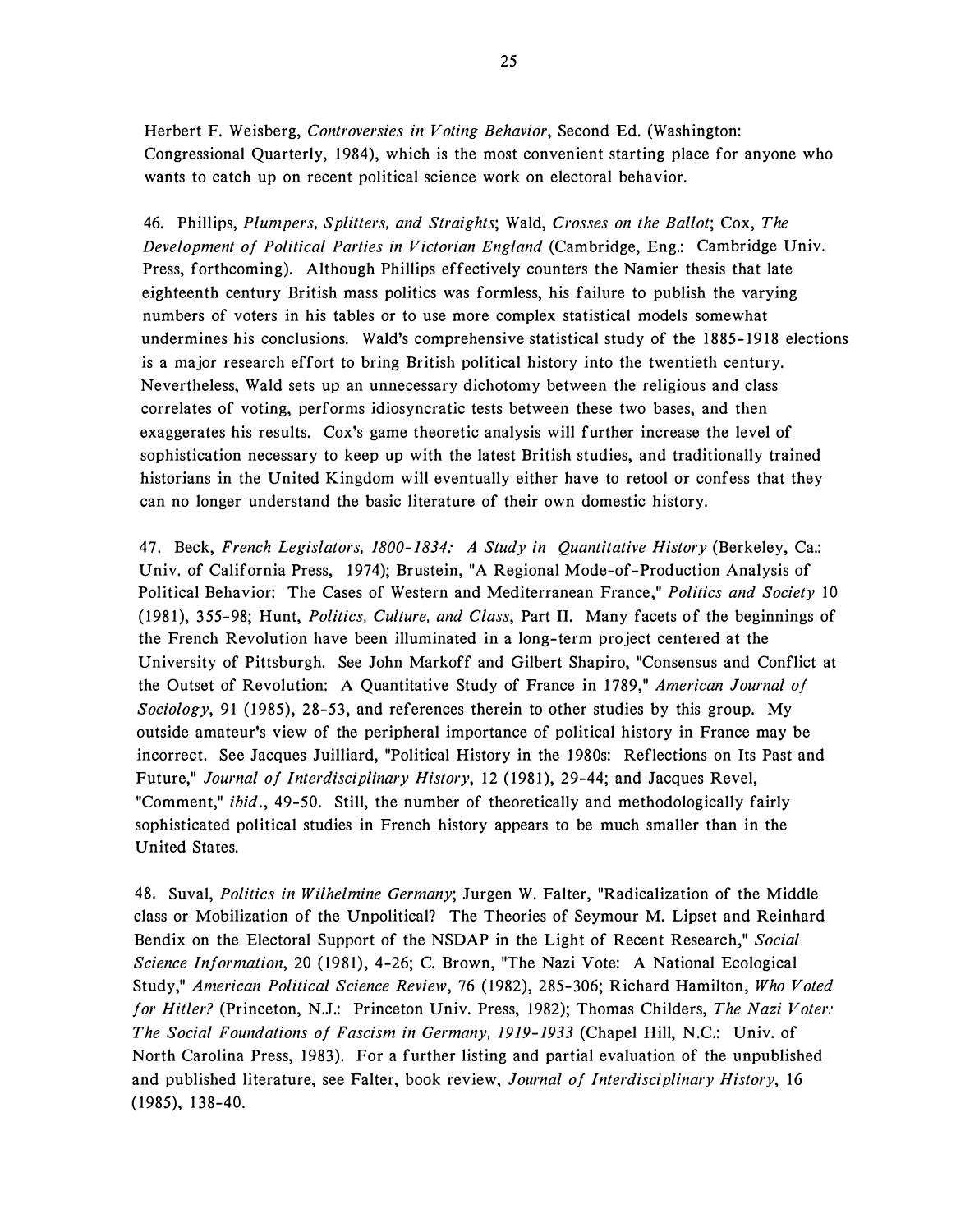Herbert F. Weisberg, *Controversies in Voting Behavior*, Second Ed. (Washington: Congressional Quarterly, 1984), which is the most convenient starting place for anyone who wants to catch up on recent political science work on electoral behavior.

46. Phillips, *Plumpers, Splitters, and Straights*; Wald, *Crosses on the Ballot*; Cox, *The Development of Political Parties in Victorian England* (Cambridge, Eng.: Cambridge Univ. Press, forthcoming). Although Phillips effectively counters the Namier thesis that late eighteenth century British mass politics was formless, his failure to publish the varying numbers of voters in his tables or to use more complex statistical models somewhat undermines his conclusions. Wald's comprehensive statistical study of the 1885-1918 elections is a major research effort to bring British political history into the twentieth century. Nevertheless, Wald sets up an unnecessary dichotomy between the religious and class correlates of voting, performs idiosyncratic tests between these two bases, and then exaggerates his results. Cox's game theoretic analysis will further increase the level of sophistication necessary to keep up with the latest British studies, and traditionally trained historians in the United Kingdom will eventually either have to retool or confess that they can no longer understand the basic literature of their own domestic history.

47. Beck, *French Legislators, 1800-1834: A Study in Quantitative History* (Berkeley, Ca.: Univ. of California Press, 1974); Brustein, "A Regional Mode-of-Production Analysis of Political Behavior: The Cases of Western and Mediterranean France," *Politics and Society* 10 (1981), 355-98; Hunt, *Politics, Culture, and Class*, Part II. Many facets of the beginnings of the French Revolution have been illuminated in a long-term project centered at the University of Pittsburgh. See John Markoff and Gilbert Shapiro, "Consensus and Conflict at the Outset of Revolution: A Quantitative Study of France in 1789," *American Journal of Sociology*, 91 (1985), 28-53, and references therein to other studies by this group. My outside amateur's view of the peripheral importance of political history in France may be incorrect. See Jacques Juilliard, "Political History in the 1980s: Reflections on Its Past and Future," *Journal of Interdisciplinary History*, 12 (1981), 29-44; and Jacques Revel, "Comment," *ibid*., 49-50. Still, the number of theoretically and methodologically fairly sophisticated political studies in French history appears to be much smaller than in the United States.

48. Suval, *Politics in Wilhelmine Germany*; Jurgen W. Falter, "Radicalization of the Middle class or Mobilization of the Unpolitical? The Theories of Seymour M. Lipset and Reinhard Bendix on the Electoral Support of the NSDAP in the Light of Recent Research," *Social Science Information*, 20 (1981), 4-26; C. Brown, "The Nazi Vote: A National Ecological Study," *American Political Science Review*, 76 (1982), 285-306; Richard Hamilton, *Who Voted for Hitler?* (Princeton, N.J.: Princeton Univ. Press, 1982); Thomas Childers, *The Nazi Voter: The Social Foundations of Fascism in Germany, 1919-1933* (Chapel Hill, N.C.: Univ. of North Carolina Press, 1983). For a further listing and partial evaluation of the unpublished and published literature, see Falter, book review, *Journal of Interdisciplinary History*, 16 (1985), 138-40.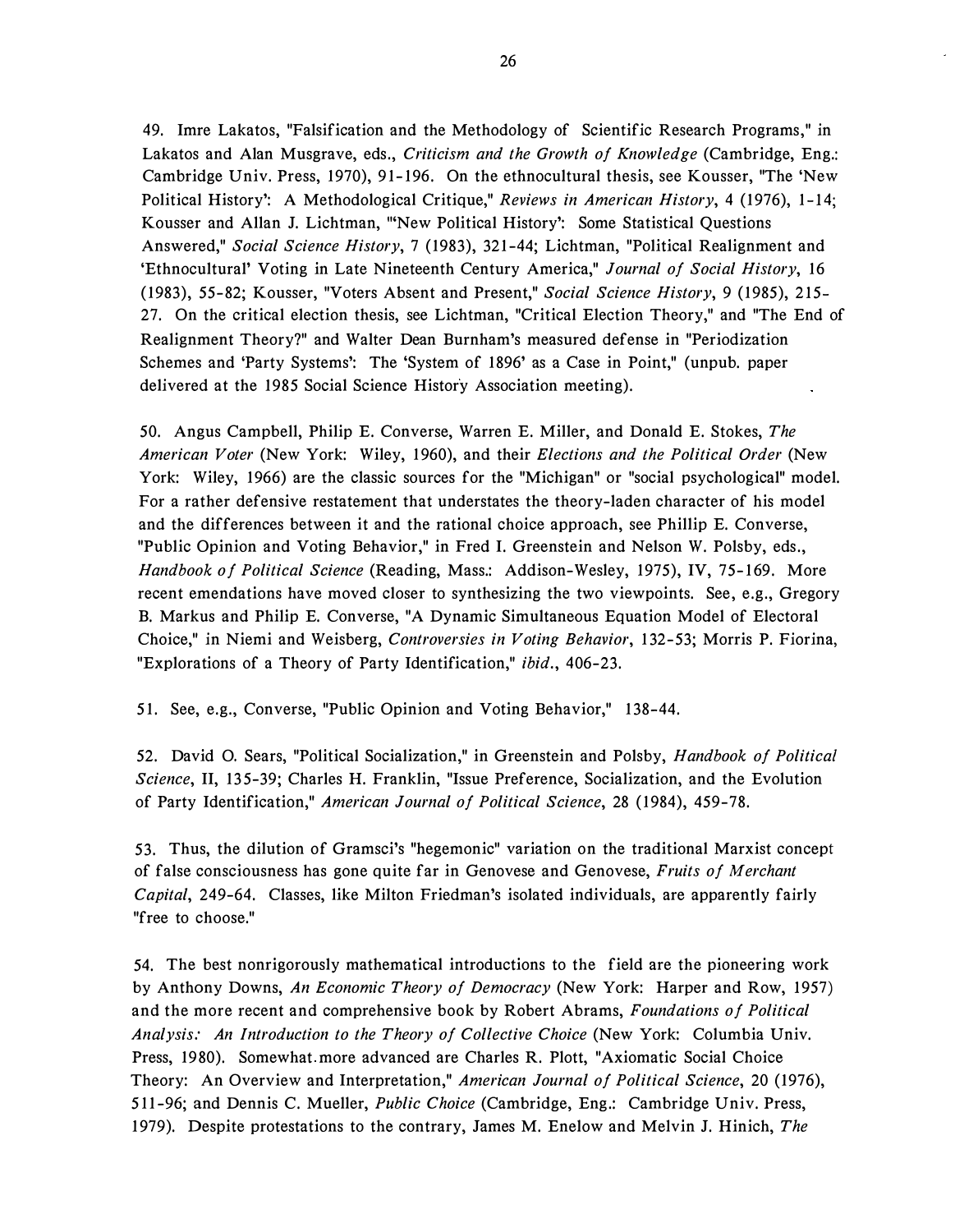49. Imre Lakatos, "Falsification and the Methodology of Scientific Research Programs," in Lakatos and Alan Musgrave, eds., *Criticism and the Growth of Knowledge* (Cambridge, Eng.: Cambridge Univ. Press, 1970), 91-196. On the ethnocultural thesis, see Kousser, "The 'New Political History': A Methodological Critique," *Reviews in American History*, 4 (1976), 1-14; Kousser and Allan J. Lichtman, "'New Political History': Some Statistical Questions Answered," *Social Science History*, 7 (1983), 321-44; Lichtman, "Political Realignment and 'Ethnocultural' Voting in Late Nineteenth Century America," *Journal of Social History*, 16 (1983), 55-82; Kousser, "Voters Absent and Present," *Social Science History*, 9 (1985), 215-27. On the critical election thesis, see Lichtman, "Critical Election Theory," and "The End of Realignment Theory?" and Walter Dean Burnham's measured defense in "Periodization Schemes and 'Party Systems': The 'System of 1896' as a Case in Point," (unpub. paper delivered at the 1985 Social Science History Association meeting).

50. Angus Campbell, Philip E. Converse, Warren E. Miller, and Donald E. Stokes, *The American Voter* (New York: Wiley, 1960), and their *Elections and the Political Order* (New York: Wiley, 1966) are the classic sources for the "Michigan" or "social psychological" model. For a rather defensive restatement that understates the theory-laden character of his model and the differences between it and the rational choice approach, see Phillip E. Converse, "Public Opinion and Voting Behavior," in Fred I. Greenstein and Nelson W. Polsby, eds., *Handbook of Political Science* (Reading, Mass.: Addison-Wesley, 1975), IV, 75-169. More recent emendations have moved closer to synthesizing the two viewpoints. See, e.g., Gregory B. Markus and Philip E. Converse, "A Dynamic Simultaneous Equation Model of Electoral Choice," in Niemi and Weisberg, *Controversies in Voting Behavior*, 132-53; Morris P. Fiorina, "Explorations of a Theory of Party Identification," *ibid.*, 406-23.

51. See, e.g., Converse, "Public Opinion and Voting Behavior," 138-44.

52. David O. Sears, "Political Socialization," in Greenstein and Polsby, *Handbook of Political Science*, II, 135-39; Charles H. Franklin, "Issue Preference, Socialization, and the Evolution of Party Identification," *American Journal of Political Science*, 28 (1984), 459-78.

53. Thus, the dilution of Gramsci's "hegemonic" variation on the traditional Marxist concept of false consciousness has gone quite far in Genovese and Genovese, *Fruits of Merchant Capital*, 249-64. Classes, like Milton Friedman's isolated individuals, are apparently fairly "free to choose."

54. The best nonrigorously mathematical introductions to the field are the pioneering work by Anthony Downs, *An Economic Theory of Democracy* (New York: Harper and Row, 1957) and the more recent and comprehensive book by Robert Abrams, *Foundations of Political Analysis: An Introduction to the Theory of Collective Choice* (New York: Columbia Univ. Press, 1980). Somewhat more advanced are Charles R. Plott, "Axiomatic Social Choice Theory: An Overview and Interpretation," *American Journal of Political Science*, 20 (1976), 511-96; and Dennis C. Mueller, *Public Choice* (Cambridge, Eng.: Cambridge Univ. Press, 1979). Despite protestations to the contrary, James M. Enelow and Melvin J. Hinich, *The*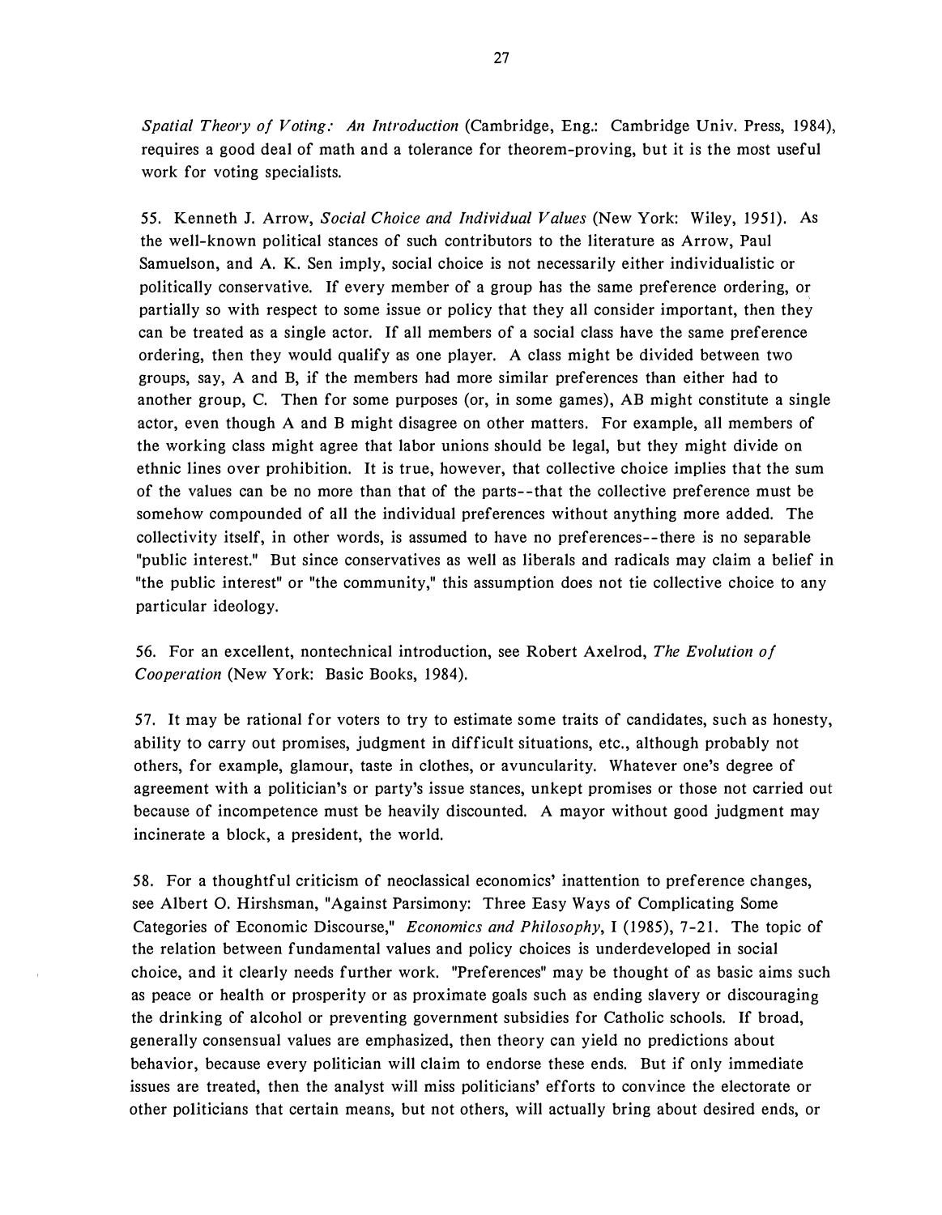*Spatial Theory of Voting: An Introduction* (Cambridge, Eng.: Cambridge Univ. Press, 1984), requires a good deal of math and a tolerance for theorem-proving, but it is the most useful work for voting specialists.

55. Kenneth J. Arrow, *Social Choice and Individual Values* (New York: Wiley, 1951). As the well-known political stances of such contributors to the literature as Arrow, Paul Samuelson, and A. K. Sen imply, social choice is not necessarily either individualistic or politically conservative. If every member of a group has the same preference ordering, or partially so with respect to some issue or policy that they all consider important, then they can be treated as a single actor. If all members of a social class have the same preference ordering, then they would qualify as one player. A class might be divided between two groups, say, A and B, if the members had more similar preferences than either had to another group, C. Then for some purposes (or, in some games), AB might constitute a single actor, even though A and B might disagree on other matters. For example, all members of the working class might agree that labor unions should be legal, but they might divide on ethnic lines over prohibition. It is true, however, that collective choice implies that the sum of the values can be no more than that of the parts--that the collective preference must be somehow compounded of all the individual preferences without anything more added. The collectivity itself, in other words, is assumed to have no preferences--there is no separable "public interest." But since conservatives as well as liberals and radicals may claim a belief in "the public interest" or "the community," this assumption does not tie collective choice to any particular ideology.

56. For an excellent, nontechnical introduction, see Robert Axelrod, *The Evolution of Cooperation* (New York: Basic Books, 1984).

57. It may be rational for voters to try to estimate some traits of candidates, such as honesty, ability to carry out promises, judgment in difficult situations, etc., although probably not others, for example, glamour, taste in clothes, or avuncularity. Whatever one's degree of agreement with a politician's or party's issue stances, unkept promises or those not carried out because of incompetence must be heavily discounted. A mayor without good judgment may incinerate a block, a president, the world.

58. For a thoughtful criticism of neoclassical economics' inattention to preference changes, see Albert O. Hirshsman, "Against Parsimony: Three Easy Ways of Complicating Some Categories of Economic Discourse," *Economics and Philosophy*, I (1985), 7-21. The topic of the relation between fundamental values and policy choices is underdeveloped in social choice, and it clearly needs further work. "Preferences" may be thought of as basic aims such as peace or health or prosperity or as proximate goals such as ending slavery or discouraging the drinking of alcohol or preventing government subsidies for Catholic schools. If broad, generally consensual values are emphasized, then theory can yield no predictions about behavior, because every politician will claim to endorse these ends. But if only immediate issues are treated, then the analyst will miss politicians' efforts to convince the electorate or other politicians that certain means, but not others, will actually bring about desired ends, or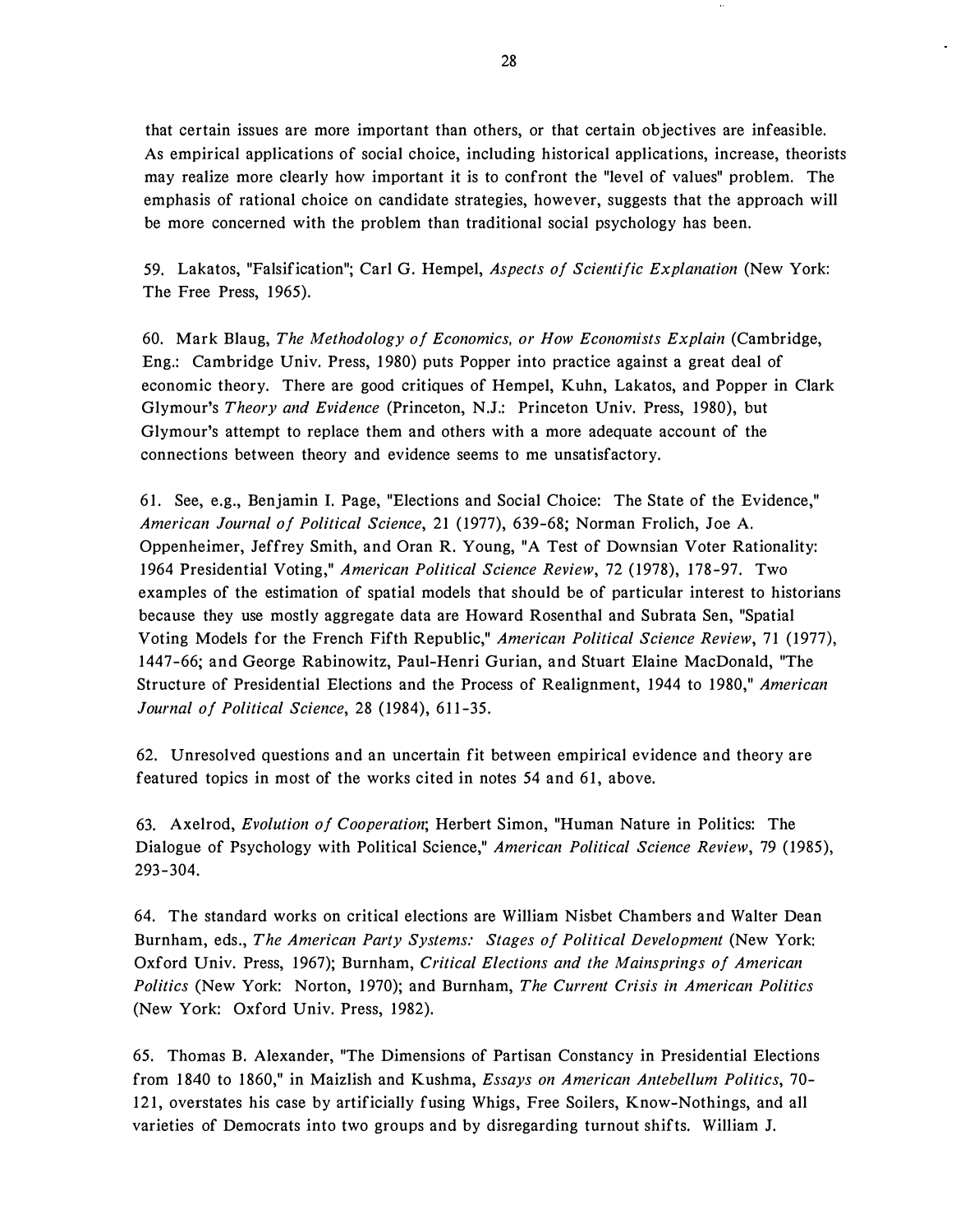that certain issues are more important than others, or that certain objectives are infeasible. As empirical applications of social choice, including historical applications, increase, theorists may realize more clearly how important it is to confront the "level of values" problem. The emphasis of rational choice on candidate strategies, however, suggests that the approach will be more concerned with the problem than traditional social psychology has been.

59. Lakatos, "Falsification"; Carl G. Hempel, *Aspects of Scientific Explanation* (New York: The Free Press, 1965).

60. Mark Blaug, *The Methodology of Economics, or How Economists Explain* (Cambridge, Eng.: Cambridge Univ. Press, 1980) puts Popper into practice against a great deal of economic theory. There are good critiques of Hempel, Kuhn, Lakatos, and Popper in Clark Glymour's *Theory and Evidence* (Princeton, N.J.: Princeton Univ. Press, 1980), but Glymour's attempt to replace them and others with a more adequate account of the connections between theory and evidence seems to me unsatisfactory.

61. See, e.g., Benjamin I. Page, "Elections and Social Choice: The State of the Evidence," *American Journal of Political Science*, 21 (1977), 639-68; Norman Frolich, Joe A. Oppenheimer, Jeffrey Smith, and Oran R. Young, "A Test of Downsian Voter Rationality: 1964 Presidential Voting," *American Political Science Review*, 72 (1978), 178-97. Two examples of the estimation of spatial models that should be of particular interest to historians because they use mostly aggregate data are Howard Rosenthal and Subrata Sen, "Spatial Voting Models for the French Fifth Republic," *American Political Science Review*, 71 (1977), 1447-66; and George Rabinowitz, Paul-Henri Gurian, and Stuart Elaine MacDonald, "The Structure of Presidential Elections and the Process of Realignment, 1944 to 1980," *American Journal of Political Science*, 28 (1984), 611-35.

62. Unresolved questions and an uncertain fit between empirical evidence and theory are featured topics in most of the works cited in notes 54 and 61, above.

63. Axelrod, *Evolution of Cooperation*; Herbert Simon, "Human Nature in Politics: The Dialogue of Psychology with Political Science," *American Political Science Review*, 79 (1985), 293-304.

64. The standard works on critical elections are William Nisbet Chambers and Walter Dean Burnham, eds., *The American Party Systems: Stages of Political Development* (New York: Oxford Univ. Press, 1967); Burnham, *Critical Elections and the Mainsprings of American Politics* (New York: Norton, 1970); and Burnham, *The Current Crisis in American Politics* (New York: Oxford Univ. Press, 1982).

65. Thomas B. Alexander, "The Dimensions of Partisan Constancy in Presidential Elections from 1840 to 1860," in Maizlish and Kushma, *Essays on American Antebellum Politics*, 70-121, overstates his case by artificially fusing Whigs, Free Soilers, Know-Nothings, and all varieties of Democrats into two groups and by disregarding turnout shifts. William J.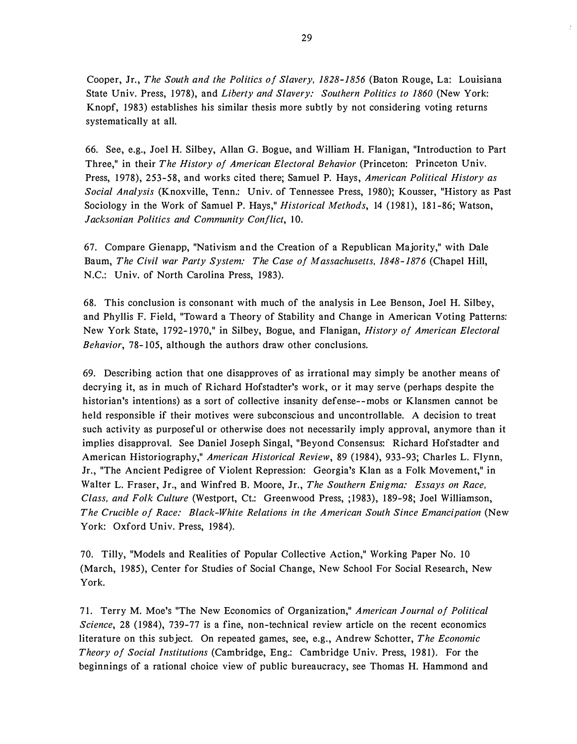Cooper, Jr., *The South and the Politics of Slavery, 1828-1856* (Baton Rouge, La: Louisiana State Univ. Press, 1978), and *Liberty and Slavery: Southern Politics to 1860* (New York: Knopf, 1983) establishes his similar thesis more subtly by not considering voting returns systematically at all.

66. See, e.g., Joel H. Silbey, Allan G. Bogue, and William H. Flanigan, "Introduction to Part Three," in their *The History of American Electoral Behavior* (Princeton: Princeton Univ. Press, 1978), 253-58, and works cited there; Samuel P. Hays, *American Political History as Social Analysis* (Knoxville, Tenn.: Univ. of Tennessee Press, 1980); Kousser, "History as Past Sociology in the Work of Samuel P. Hays," *Historical Methods*, 14 (1981), 181-86; Watson, *Jacksonian Politics and Community Conflict*, 10.

67. Compare Gienapp, "Nativism and the Creation of a Republican Majority," with Dale Baum, *The Civil war Party System: The Case of Massachusetts, 1848-1876* (Chapel Hill, N.C.: Univ. of North Carolina Press, 1983).

68. This conclusion is consonant with much of the analysis in Lee Benson, Joel H. Silbey, and Phyllis F. Field, "Toward a Theory of Stability and Change in American Voting Patterns: New York State, 1792-1970," in Silbey, Bogue, and Flanigan, *History of American Electoral Behavior*, 78-105, although the authors draw other conclusions.

69. Describing action that one disapproves of as irrational may simply be another means of decrying it, as in much of Richard Hofstadter's work, or it may serve (perhaps despite the historian's intentions) as a sort of collective insanity defense--mobs or Klansmen cannot be held responsible if their motives were subconscious and uncontrollable. A decision to treat such activity as purposeful or otherwise does not necessarily imply approval, anymore than it implies disapproval. See Daniel Joseph Singal, "Beyond Consensus: Richard Hofstadter and American Historiography," *American Historical Review*, 89 (1984), 933-93; Charles L. Flynn, Jr., "The Ancient Pedigree of Violent Repression: Georgia's Klan as a Folk Movement," in Walter L. Fraser, Jr., and Winfred B. Moore, Jr., *The Southern Enigma: Essays on Race, Class, and Folk Culture* (Westport, Ct.: Greenwood Press, ;1983), 189-98; Joel Williamson, *The Crucible of Race: Black-White Relations in the American South Since Emancipation* (New York: Oxford Univ. Press, 1984).

70. Tilly, "Models and Realities of Popular Collective Action," Working Paper No. 10 (March, 1985), Center for Studies of Social Change, New School For Social Research, New York.

71. Terry M. Moe's "The New Economics of Organization," *American Journal of Political Science*, 28 (1984), 739-77 is a fine, non-technical review article on the recent economics literature on this subject. On repeated games, see, e.g., Andrew Schotter, *The Economic Theory of Social Institutions* (Cambridge, Eng.: Cambridge Univ. Press, 1981). For the beginnings of a rational choice view of public bureaucracy, see Thomas H. Hammond and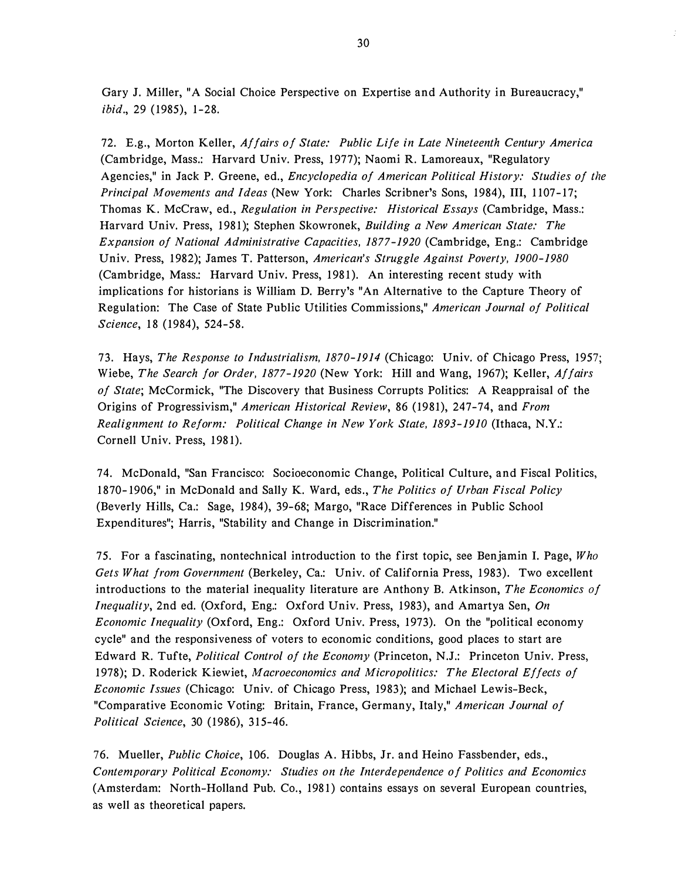Gary J. Miller, "A Social Choice Perspective on Expertise and Authority in Bureaucracy," *ibid*., 29 (1985), 1-28.

72. E.g., Morton Keller, *Affairs of State: Public Life in Late Nineteenth Century America* (Cambridge, Mass.: Harvard Univ. Press, 1977); Naomi R. Lamoreaux, "Regulatory Agencies," in Jack P. Greene, ed., *Encyclopedia of American Political History: Studies of the Principal Movements and Ideas* (New York: Charles Scribner's Sons, 1984), III, 1107-17; Thomas K. McCraw, ed., *Regulation in Perspective: Historical Essays* (Cambridge, Mass.: Harvard Univ. Press, 1981); Stephen Skowronek, *Building a New American State: The Expansion of National Administrative Capacities, 1877-1920* (Cambridge, Eng.: Cambridge Univ. Press, 1982); James T. Patterson, *American's Struggle Against Poverty, 1900-1980* (Cambridge, Mass.: Harvard Univ. Press, 1981). An interesting recent study with implications for historians is William D. Berry's "An Alternative to the Capture Theory of Regulation: The Case of State Public Utilities Commissions," *American Journal of Political Science*, 18 (1984), 524-58.

73. Hays, *The Response to Industrialism, 1870-1914* (Chicago: Univ. of Chicago Press, 1957; Wiebe, *The Search for Order, 1877-1920* (New York: Hill and Wang, 1967); Keller, *Affairs of State*; McCormick, "The Discovery that Business Corrupts Politics: A Reappraisal of the Origins of Progressivism," *American Historical Review*, 86 (1981), 247-74, and *From Realignment to Reform: Political Change in New York State, 1893-1910* (Ithaca, N.Y.: Cornell Univ. Press, 1981).

74. McDonald, "San Francisco: Socioeconomic Change, Political Culture, and Fiscal Politics, 1870-1906," in McDonald and Sally K. Ward, eds., *The Politics of Urban Fiscal Policy* (Beverly Hills, Ca.: Sage, 1984), 39-68; Margo, "Race Differences in Public School Expenditures"; Harris, "Stability and Change in Discrimination."

75. For a fascinating, nontechnical introduction to the first topic, see Benjamin I. Page, *Who Gets What from Government* (Berkeley, Ca.: Univ. of California Press, 1983). Two excellent introductions to the material inequality literature are Anthony B. Atkinson, *The Economics of Inequality*, 2nd ed. (Oxford, Eng.: Oxford Univ. Press, 1983), and Amartya Sen, *On Economic Inequality* (Oxford, Eng.: Oxford Univ. Press, 1973). On the "political economy cycle" and the responsiveness of voters to economic conditions, good places to start are Edward R. Tufte, *Political Control of the Economy* (Princeton, N.J.: Princeton Univ. Press, 1978); D. Roderick Kiewiet, *Macroeconomics and Micropolitics: The Electoral Effects of Economic Issues* (Chicago: Univ. of Chicago Press, 1983); and Michael Lewis-Beck, "Comparative Economic Voting: Britain, France, Germany, Italy," *American Journal of Political Science*, 30 (1986), 315-46.

76. Mueller, *Public Choice*, 106. Douglas A. Hibbs, Jr. and Heino Fassbender, eds., *Contemporary Political Economy: Studies on the Interdependence of Politics and Economics* (Amsterdam: North-Holland Pub. Co., 1981) contains essays on several European countries, as well as theoretical papers.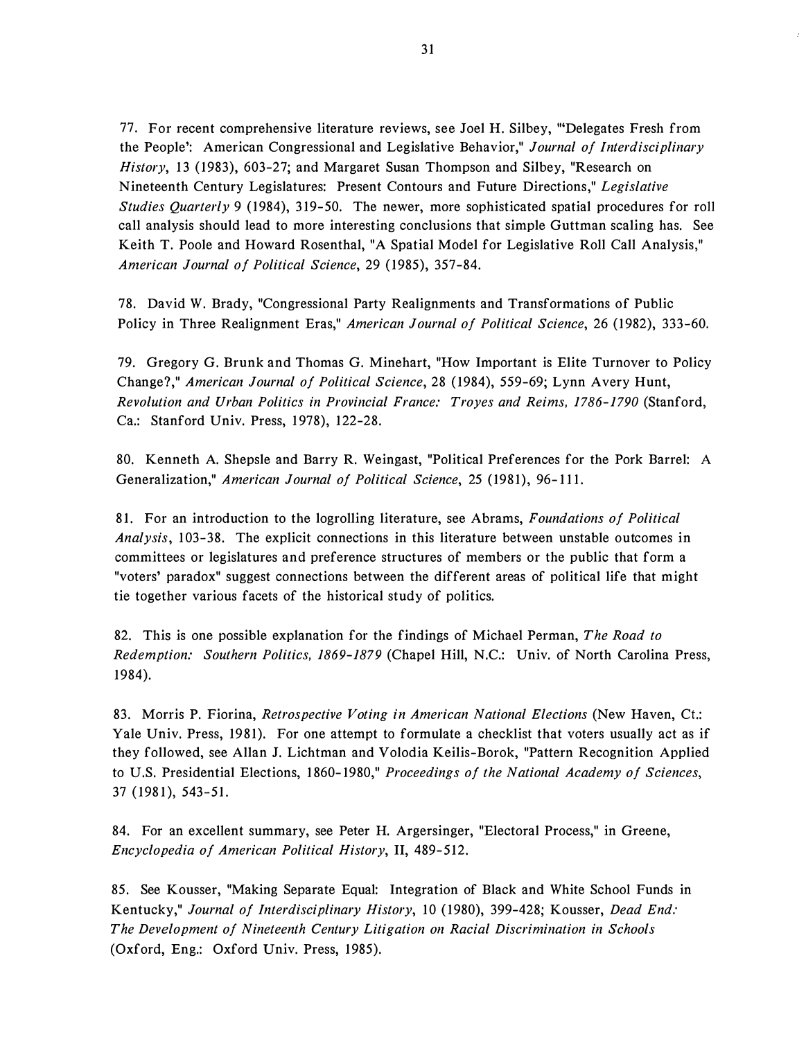77. For recent comprehensive literature reviews, see Joel H. Silbey, "'Delegates Fresh from the People': American Congressional and Legislative Behavior," *Journal of Interdisciplinary History*, 13 (1983), 603-27; and Margaret Susan Thompson and Silbey, "Research on Nineteenth Century Legislatures: Present Contours and Future Directions," *Legislative Studies Quarterly* 9 (1984), 319-50. The newer, more sophisticated spatial procedures for roll call analysis should lead to more interesting conclusions that simple Guttman scaling has. See Keith T. Poole and Howard Rosenthal, "A Spatial Model for Legislative Roll Call Analysis," *American Journal of Political Science*, 29 (1985), 357-84.

78. David W. Brady, "Congressional Party Realignments and Transformations of Public Policy in Three Realignment Eras," *American Journal of Political Science*, 26 (1982), 333-60.

79. Gregory G. Brunk and Thomas G. Minehart, "How Important is Elite Turnover to Policy Change?," *American Journal of Political Science*, 28 (1984), 559-69; Lynn Avery Hunt, *Revolution and Urban Politics in Provincial France: Troyes and Reims, 1786-1790* (Stanford, Ca.: Stanford Univ. Press, 1978), 122-28.

80. Kenneth A. Shepsle and Barry R. Weingast, "Political Preferences for the Pork Barrel: A Generalization," *American Journal of Political Science*, 25 (1981), 96-111.

81. For an introduction to the logrolling literature, see Abrams, *Foundations of Political Analysis*, 103-38. The explicit connections in this literature between unstable outcomes in committees or legislatures and preference structures of members or the public that form a "voters' paradox" suggest connections between the different areas of political life that might tie together various facets of the historical study of politics.

82. This is one possible explanation for the findings of Michael Perman, *The Road to Redemption: Southern Politics, 1869-1879* (Chapel Hill, N.C.: Univ. of North Carolina Press, 1984).

83. Morris P. Fiorina, *Retrospective Voting in American National Elections* (New Haven, Ct.: Yale Univ. Press, 1981). For one attempt to formulate a checklist that voters usually act as if they followed, see Allan J. Lichtman and Volodia Keilis-Borok, "Pattern Recognition Applied to U.S. Presidential Elections, 1860-1980," *Proceedings of the National Academy of Sciences*, 37 (1981), 543-51.

84. For an excellent summary, see Peter H. Argersinger, "Electoral Process," in Greene, *Encyclopedia of American Political History*, II, 489-512.

85. See Kousser, "Making Separate Equal: Integration of Black and White School Funds in Kentucky," *Journal of Interdisciplinary History*, 10 (1980), 399-428; Kousser, *Dead End: The Development of Nineteenth Century Litigation on Racial Discrimination in Schools* (Oxford, Eng.: Oxford Univ. Press, 1985).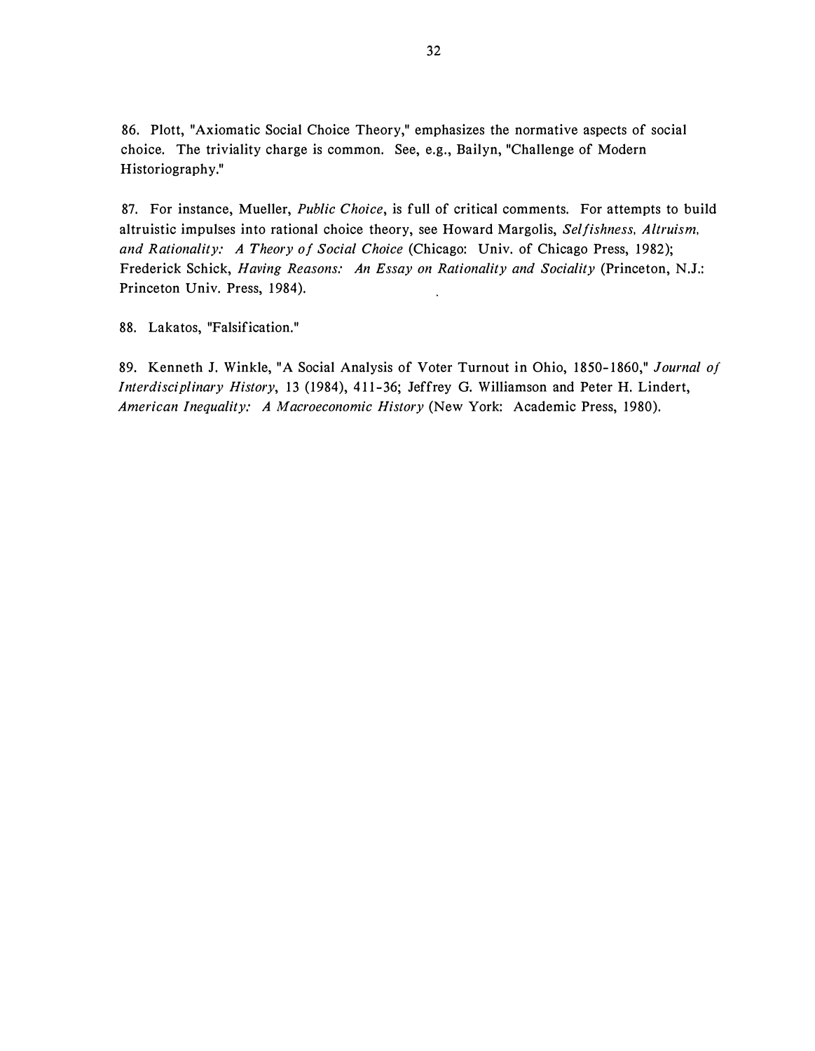86. Plott, "Axiomatic Social Choice Theory," emphasizes the normative aspects of social choice. The triviality charge is common. See, e.g., Bailyn, "Challenge of Modern Historiography."

87. For instance, Mueller, *Public Choice*, is full of critical comments. For attempts to build altruistic impulses into rational choice theory, see Howard Margolis, *Selfishness, Altruism, and Rationality: A Theory of Social Choice* (Chicago: Univ. of Chicago Press, 1982); Frederick Schick, *Having Reasons: An Essay on Rationality and Sociality* (Princeton, N.J.: Princeton Univ. Press, 1984).

88. Lakatos, "Falsification."

89. Kenneth J. Winkle, "A Social Analysis of Voter Turnout in Ohio, 1850-1860," *Journal of Interdisciplinary History*, 13 (1984), 411-36; Jeffrey G. Williamson and Peter H. Lindert, *American Inequality: A Macroeconomic History* (New York: Academic Press, 1980).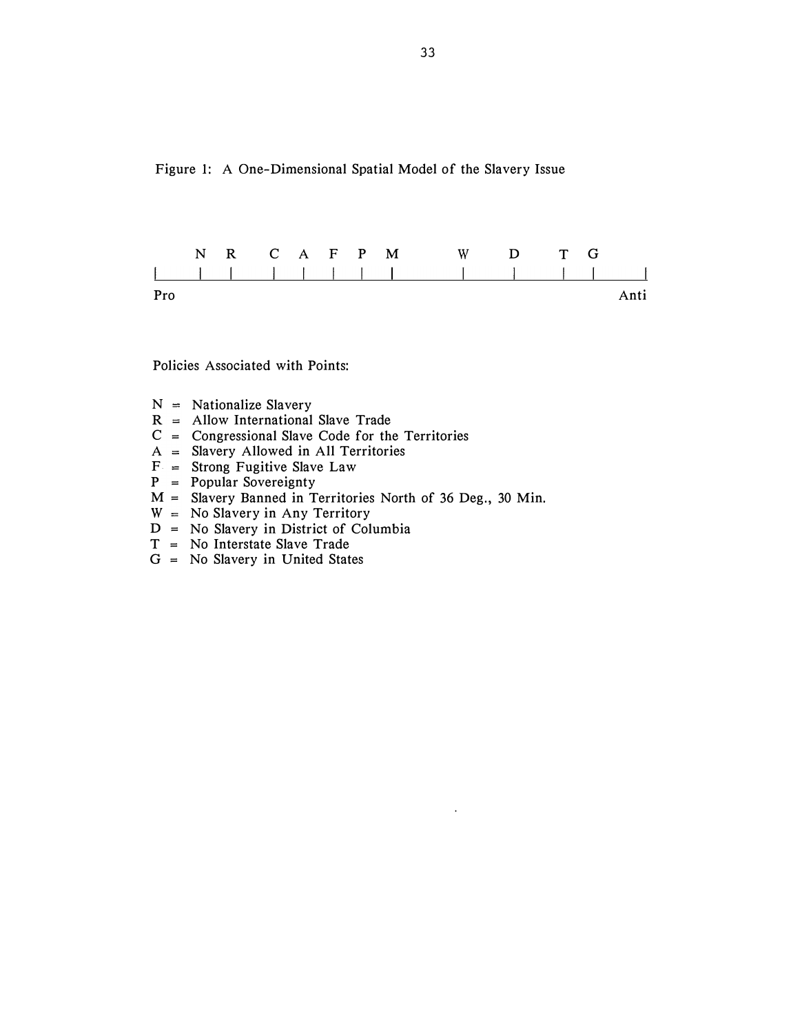Figure 1: A One-Dimensional Spatial Model of the Slavery Issue

```
     N  R    C  A  F  P  M       W     D    T  G
|____|__|____|__|__|__|__|_______|_____|____|__|____|
Pro                                              Anti
```

Policies Associated with Points:

N = Nationalize Slavery
R = Allow International Slave Trade
C = Congressional Slave Code for the Territories
A = Slavery Allowed in All Territories
F = Strong Fugitive Slave Law
P = Popular Sovereignty
M = Slavery Banned in Territories North of 36 Deg., 30 Min.
W = No Slavery in Any Territory
D = No Slavery in District of Columbia
T = No Interstate Slave Trade
G = No Slavery in United States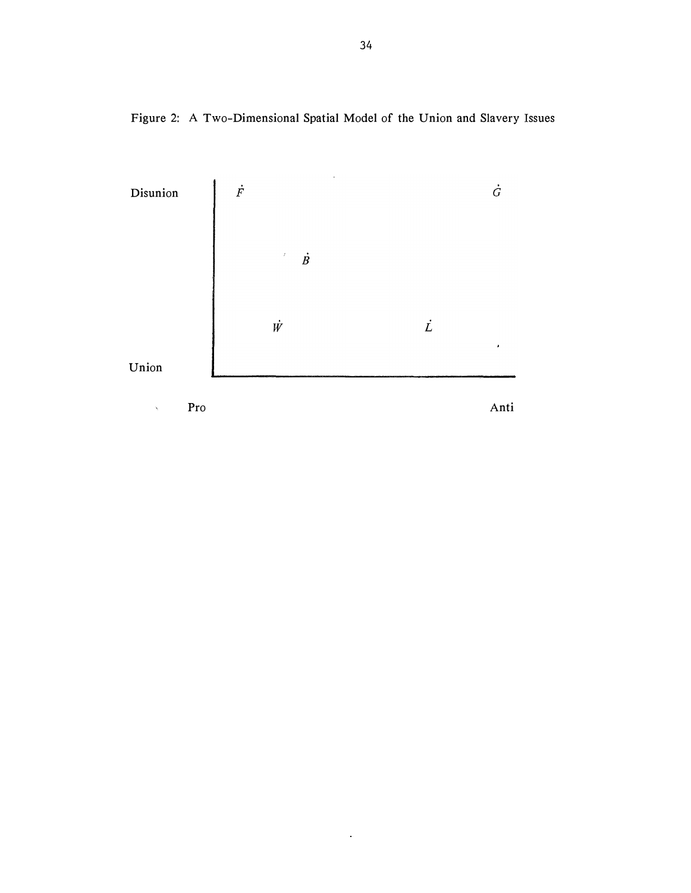Figure 2: A Two-Dimensional Spatial Model of the Union and Slavery Issues

Disunion

$\dot{F}$ $\dot{G}$

$\dot{B}$

$\dot{W}$ $\dot{L}$

Union

Pro Anti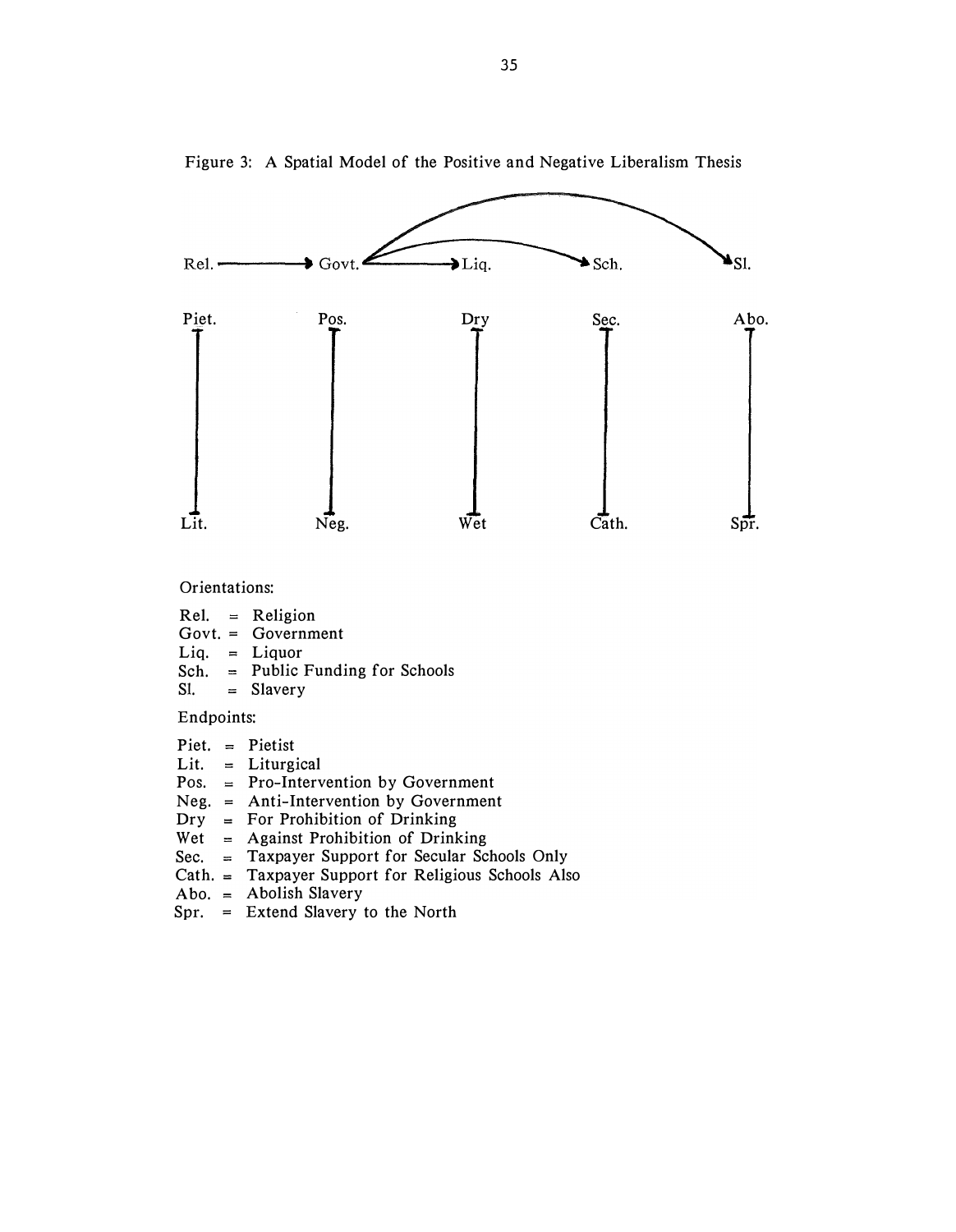Figure 3: A Spatial Model of the Positive and Negative Liberalism Thesis

Rel. → Govt. → Liq. → Sch. → Sl.

| Piet. | Pos. | Dry | Sec. | Abo. |
|---|---|---|---|---|
| Lit. | Neg. | Wet | Cath. | Spr. |

Orientations:

Rel. = Religion
Govt. = Government
Liq. = Liquor
Sch. = Public Funding for Schools
Sl. = Slavery

Endpoints:

Piet. = Pietist
Lit. = Liturgical
Pos. = Pro-Intervention by Government
Neg. = Anti-Intervention by Government
Dry = For Prohibition of Drinking
Wet = Against Prohibition of Drinking
Sec. = Taxpayer Support for Secular Schools Only
Cath. = Taxpayer Support for Religious Schools Also
Abo. = Abolish Slavery
Spr. = Extend Slavery to the North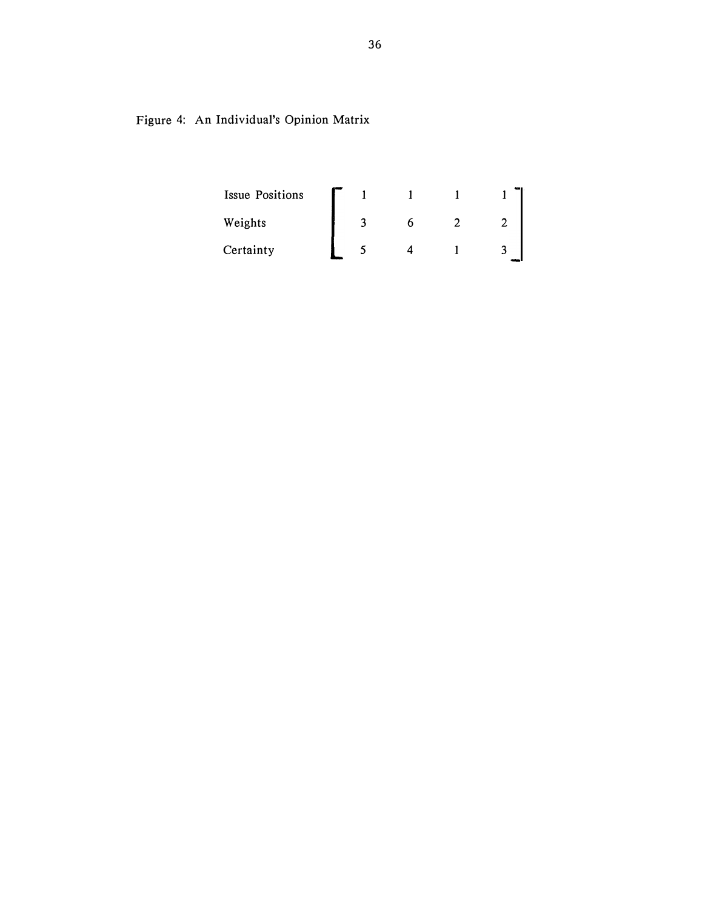Figure 4: An Individual's Opinion Matrix

$$
\begin{array}{l}
\text{Issue Positions} \\
\text{Weights} \\
\text{Certainty}
\end{array}
\begin{bmatrix}
1 & 1 & 1 & 1 \\
3 & 6 & 2 & 2 \\
5 & 4 & 1 & 3
\end{bmatrix}
$$